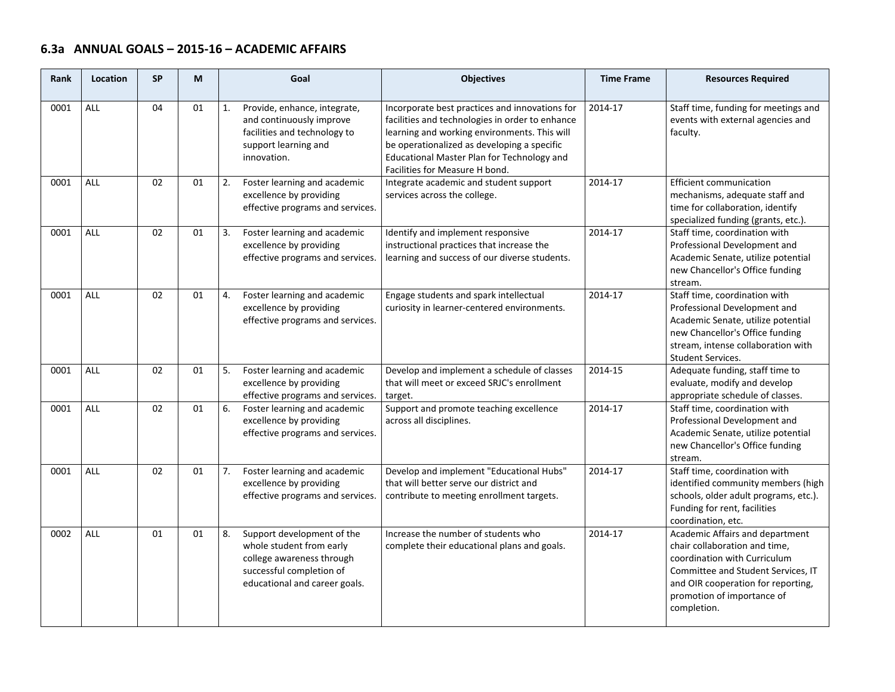## 6.3a ANNUAL GOALS – 2015-16 – ACADEMIC AFFAIRS

| Rank | Location | SP | M | Goal | Objectives | Time Frame | Resources Required |
|---|---|---|---|---|---|---|---|
| 0001 | ALL | 04 | 01 | 1. Provide, enhance, integrate, and continuously improve facilities and technology to support learning and innovation. | Incorporate best practices and innovations for facilities and technologies in order to enhance learning and working environments. This will be operationalized as developing a specific Educational Master Plan for Technology and Facilities for Measure H bond. | 2014-17 | Staff time, funding for meetings and events with external agencies and faculty. |
| 0001 | ALL | 02 | 01 | 2. Foster learning and academic excellence by providing effective programs and services. | Integrate academic and student support services across the college. | 2014-17 | Efficient communication mechanisms, adequate staff and time for collaboration, identify specialized funding (grants, etc.). |
| 0001 | ALL | 02 | 01 | 3. Foster learning and academic excellence by providing effective programs and services. | Identify and implement responsive instructional practices that increase the learning and success of our diverse students. | 2014-17 | Staff time, coordination with Professional Development and Academic Senate, utilize potential new Chancellor's Office funding stream. |
| 0001 | ALL | 02 | 01 | 4. Foster learning and academic excellence by providing effective programs and services. | Engage students and spark intellectual curiosity in learner-centered environments. | 2014-17 | Staff time, coordination with Professional Development and Academic Senate, utilize potential new Chancellor's Office funding stream, intense collaboration with Student Services. |
| 0001 | ALL | 02 | 01 | 5. Foster learning and academic excellence by providing effective programs and services. | Develop and implement a schedule of classes that will meet or exceed SRJC's enrollment target. | 2014-15 | Adequate funding, staff time to evaluate, modify and develop appropriate schedule of classes. |
| 0001 | ALL | 02 | 01 | 6. Foster learning and academic excellence by providing effective programs and services. | Support and promote teaching excellence across all disciplines. | 2014-17 | Staff time, coordination with Professional Development and Academic Senate, utilize potential new Chancellor's Office funding stream. |
| 0001 | ALL | 02 | 01 | 7. Foster learning and academic excellence by providing effective programs and services. | Develop and implement "Educational Hubs" that will better serve our district and contribute to meeting enrollment targets. | 2014-17 | Staff time, coordination with identified community members (high schools, older adult programs, etc.). Funding for rent, facilities coordination, etc. |
| 0002 | ALL | 01 | 01 | 8. Support development of the whole student from early college awareness through successful completion of educational and career goals. | Increase the number of students who complete their educational plans and goals. | 2014-17 | Academic Affairs and department chair collaboration and time, coordination with Curriculum Committee and Student Services, IT and OIR cooperation for reporting, promotion of importance of completion. |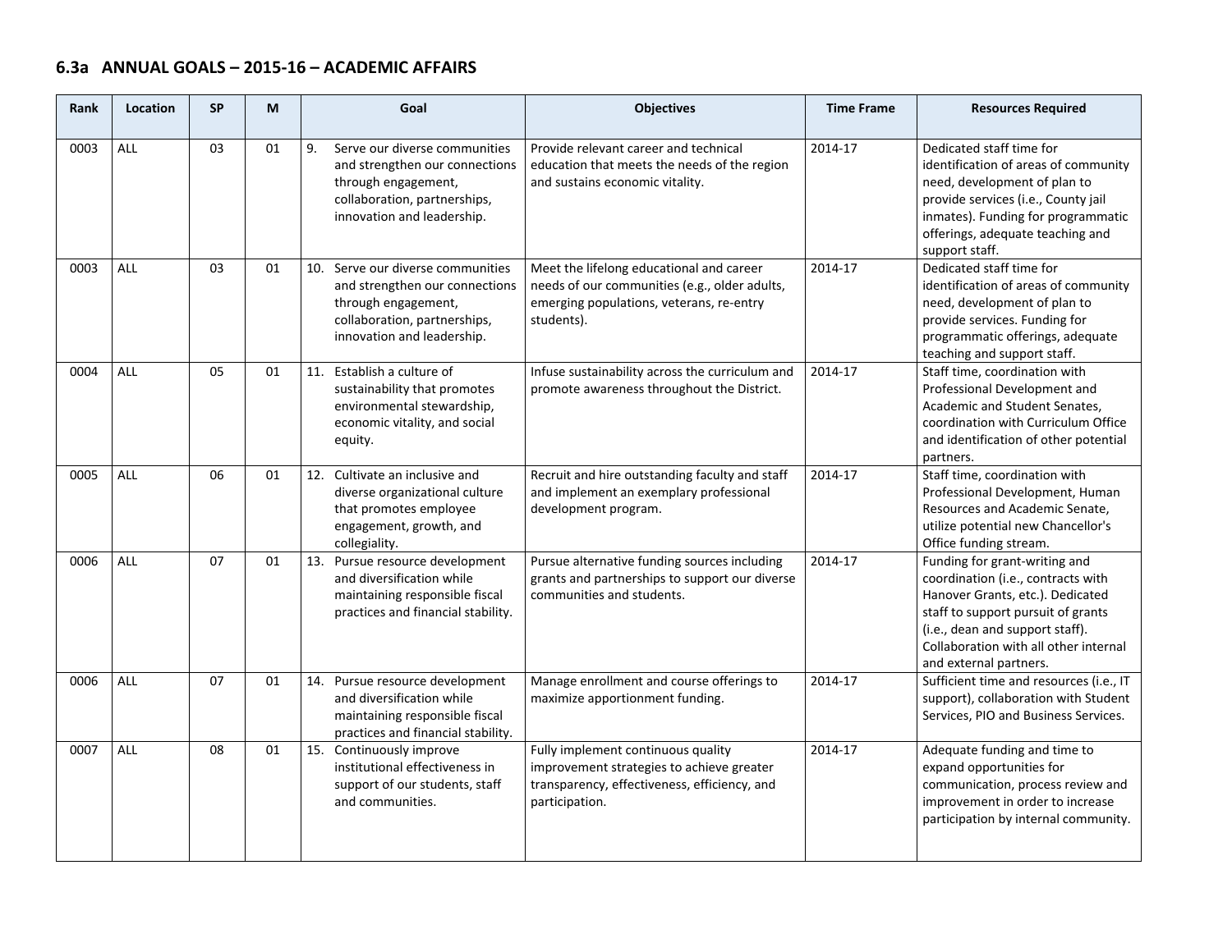## 6.3a ANNUAL GOALS – 2015-16 – ACADEMIC AFFAIRS

| Rank | Location | SP | M | Goal | Objectives | Time Frame | Resources Required |
|---|---|---|---|---|---|---|---|
| 0003 | ALL | 03 | 01 | 9. Serve our diverse communities and strengthen our connections through engagement, collaboration, partnerships, innovation and leadership. | Provide relevant career and technical education that meets the needs of the region and sustains economic vitality. | 2014-17 | Dedicated staff time for identification of areas of community need, development of plan to provide services (i.e., County jail inmates). Funding for programmatic offerings, adequate teaching and support staff. |
| 0003 | ALL | 03 | 01 | 10. Serve our diverse communities and strengthen our connections through engagement, collaboration, partnerships, innovation and leadership. | Meet the lifelong educational and career needs of our communities (e.g., older adults, emerging populations, veterans, re-entry students). | 2014-17 | Dedicated staff time for identification of areas of community need, development of plan to provide services. Funding for programmatic offerings, adequate teaching and support staff. |
| 0004 | ALL | 05 | 01 | 11. Establish a culture of sustainability that promotes environmental stewardship, economic vitality, and social equity. | Infuse sustainability across the curriculum and promote awareness throughout the District. | 2014-17 | Staff time, coordination with Professional Development and Academic and Student Senates, coordination with Curriculum Office and identification of other potential partners. |
| 0005 | ALL | 06 | 01 | 12. Cultivate an inclusive and diverse organizational culture that promotes employee engagement, growth, and collegiality. | Recruit and hire outstanding faculty and staff and implement an exemplary professional development program. | 2014-17 | Staff time, coordination with Professional Development, Human Resources and Academic Senate, utilize potential new Chancellor's Office funding stream. |
| 0006 | ALL | 07 | 01 | 13. Pursue resource development and diversification while maintaining responsible fiscal practices and financial stability. | Pursue alternative funding sources including grants and partnerships to support our diverse communities and students. | 2014-17 | Funding for grant-writing and coordination (i.e., contracts with Hanover Grants, etc.). Dedicated staff to support pursuit of grants (i.e., dean and support staff). Collaboration with all other internal and external partners. |
| 0006 | ALL | 07 | 01 | 14. Pursue resource development and diversification while maintaining responsible fiscal practices and financial stability. | Manage enrollment and course offerings to maximize apportionment funding. | 2014-17 | Sufficient time and resources (i.e., IT support), collaboration with Student Services, PIO and Business Services. |
| 0007 | ALL | 08 | 01 | 15. Continuously improve institutional effectiveness in support of our students, staff and communities. | Fully implement continuous quality improvement strategies to achieve greater transparency, effectiveness, efficiency, and participation. | 2014-17 | Adequate funding and time to expand opportunities for communication, process review and improvement in order to increase participation by internal community. |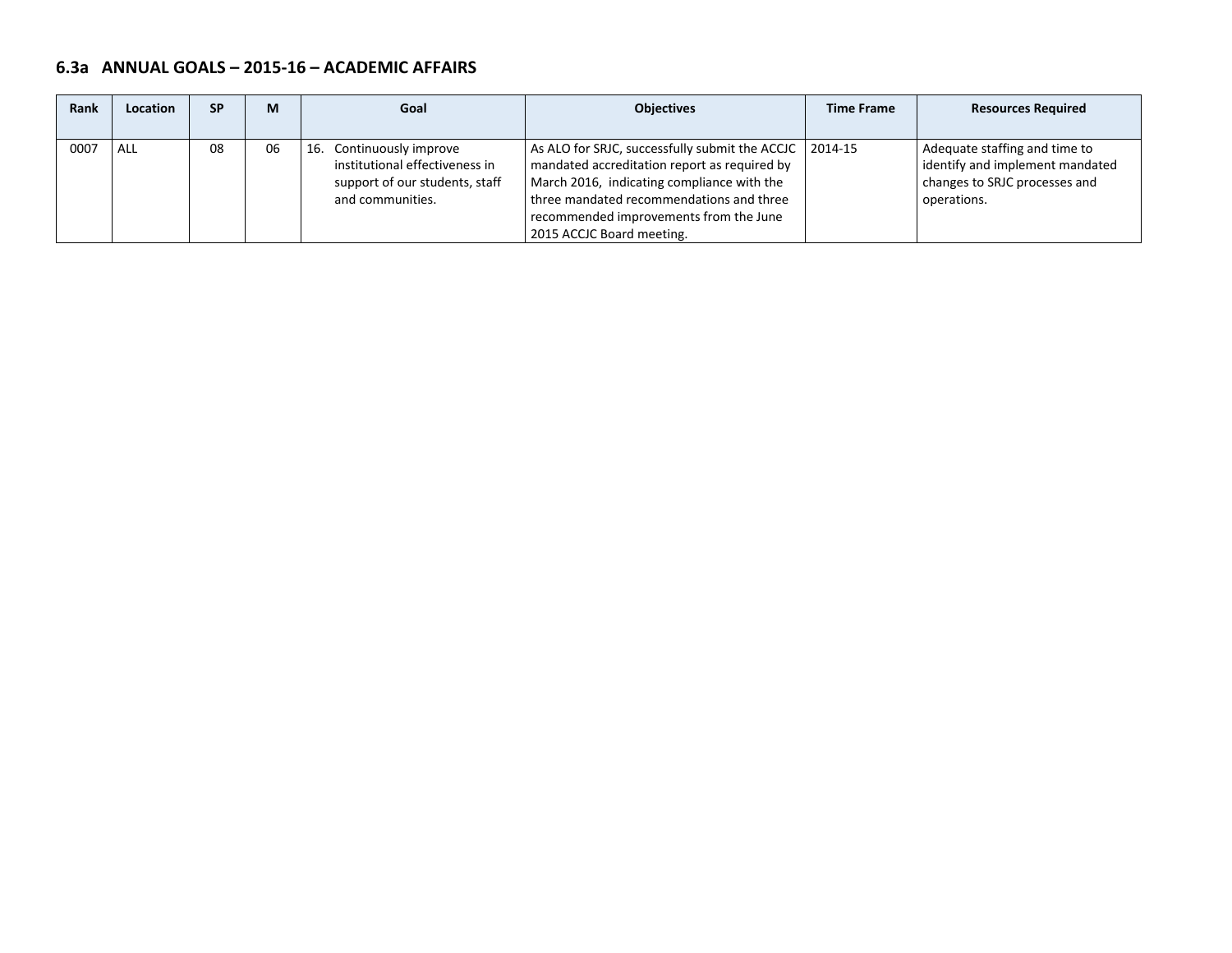### 6.3a ANNUAL GOALS – 2015-16 – ACADEMIC AFFAIRS

| Rank | Location | SP | M | Goal | Objectives | Time Frame | Resources Required |
|---|---|---|---|---|---|---|---|
| 0007 | ALL | 08 | 06 | 16. Continuously improve institutional effectiveness in support of our students, staff and communities. | As ALO for SRJC, successfully submit the ACCJC mandated accreditation report as required by March 2016, indicating compliance with the three mandated recommendations and three recommended improvements from the June 2015 ACCJC Board meeting. | 2014-15 | Adequate staffing and time to identify and implement mandated changes to SRJC processes and operations. |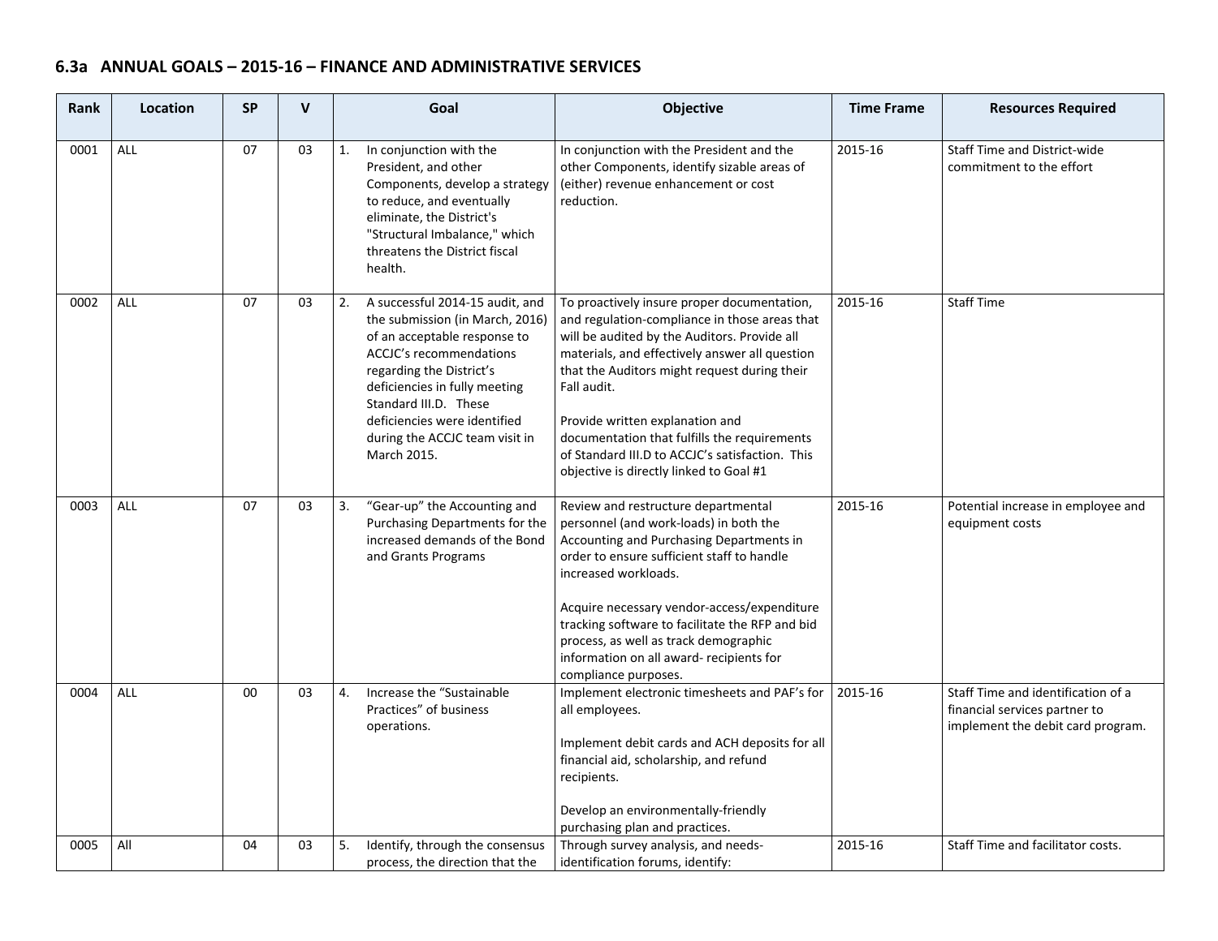## 6.3a ANNUAL GOALS – 2015-16 – FINANCE AND ADMINISTRATIVE SERVICES

| Rank | Location | SP | V | Goal | Objective | Time Frame | Resources Required |
|---|---|---|---|---|---|---|---|
| 0001 | ALL | 07 | 03 | 1. In conjunction with the President, and other Components, develop a strategy to reduce, and eventually eliminate, the District's "Structural Imbalance," which threatens the District fiscal health. | In conjunction with the President and the other Components, identify sizable areas of (either) revenue enhancement or cost reduction. | 2015-16 | Staff Time and District-wide commitment to the effort |
| 0002 | ALL | 07 | 03 | 2. A successful 2014-15 audit, and the submission (in March, 2016) of an acceptable response to ACCJC's recommendations regarding the District's deficiencies in fully meeting Standard III.D. These deficiencies were identified during the ACCJC team visit in March 2015. | To proactively insure proper documentation, and regulation-compliance in those areas that will be audited by the Auditors. Provide all materials, and effectively answer all question that the Auditors might request during their Fall audit.<br><br>Provide written explanation and documentation that fulfills the requirements of Standard III.D to ACCJC's satisfaction. This objective is directly linked to Goal #1 | 2015-16 | Staff Time |
| 0003 | ALL | 07 | 03 | 3. "Gear-up" the Accounting and Purchasing Departments for the increased demands of the Bond and Grants Programs | Review and restructure departmental personnel (and work-loads) in both the Accounting and Purchasing Departments in order to ensure sufficient staff to handle increased workloads.<br><br>Acquire necessary vendor-access/expenditure tracking software to facilitate the RFP and bid process, as well as track demographic information on all award- recipients for compliance purposes. | 2015-16 | Potential increase in employee and equipment costs |
| 0004 | ALL | 00 | 03 | 4. Increase the "Sustainable Practices" of business operations. | Implement electronic timesheets and PAF's for all employees.<br><br>Implement debit cards and ACH deposits for all financial aid, scholarship, and refund recipients.<br><br>Develop an environmentally-friendly purchasing plan and practices. | 2015-16 | Staff Time and identification of a financial services partner to implement the debit card program. |
| 0005 | All | 04 | 03 | 5. Identify, through the consensus process, the direction that the | Through survey analysis, and needs-identification forums, identify: | 2015-16 | Staff Time and facilitator costs. |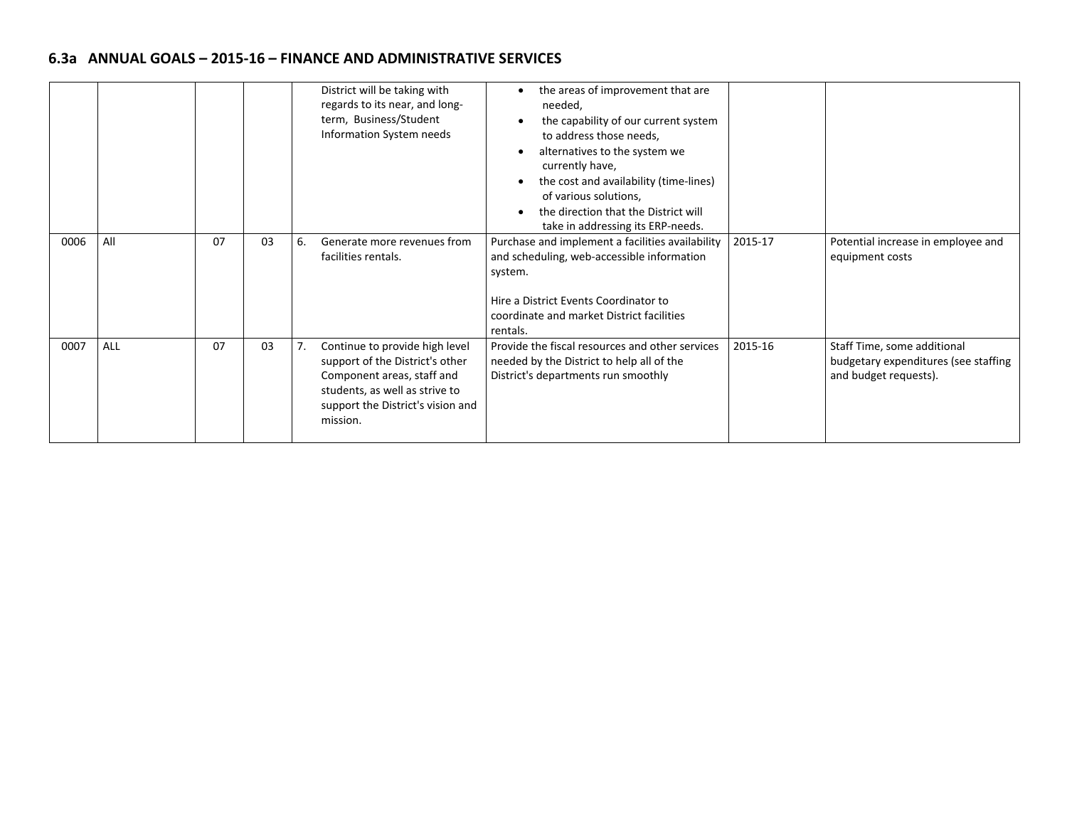## 6.3a ANNUAL GOALS – 2015-16 – FINANCE AND ADMINISTRATIVE SERVICES

| | | | | | | | |
|---|---|---|---|---|---|---|---|
| | | | | District will be taking with regards to its near, and long-term, Business/Student Information System needs | • the areas of improvement that are needed,<br>• the capability of our current system to address those needs,<br>• alternatives to the system we currently have,<br>• the cost and availability (time-lines) of various solutions,<br>• the direction that the District will take in addressing its ERP-needs. | | |
| 0006 | All | 07 | 03 | 6. Generate more revenues from facilities rentals. | Purchase and implement a facilities availability and scheduling, web-accessible information system.<br><br>Hire a District Events Coordinator to coordinate and market District facilities rentals. | 2015-17 | Potential increase in employee and equipment costs |
| 0007 | ALL | 07 | 03 | 7. Continue to provide high level support of the District's other Component areas, staff and students, as well as strive to support the District's vision and mission. | Provide the fiscal resources and other services needed by the District to help all of the District's departments run smoothly | 2015-16 | Staff Time, some additional budgetary expenditures (see staffing and budget requests). |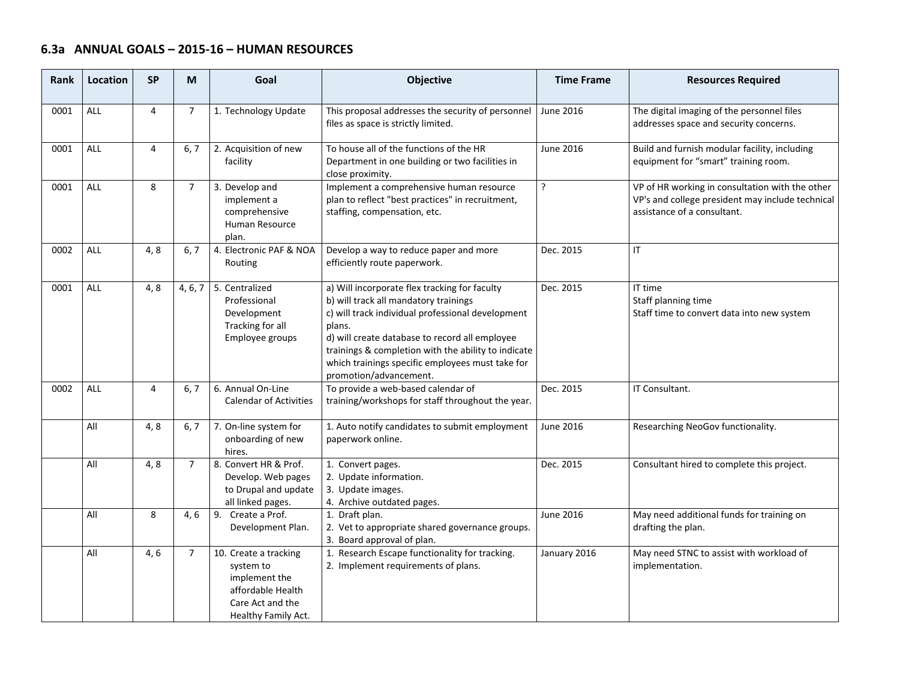## 6.3a ANNUAL GOALS – 2015-16 – HUMAN RESOURCES

| Rank | Location | SP | M | Goal | Objective | Time Frame | Resources Required |
|---|---|---|---|---|---|---|---|
| 0001 | ALL | 4 | 7 | 1. Technology Update | This proposal addresses the security of personnel files as space is strictly limited. | June 2016 | The digital imaging of the personnel files addresses space and security concerns. |
| 0001 | ALL | 4 | 6, 7 | 2. Acquisition of new facility | To house all of the functions of the HR Department in one building or two facilities in close proximity. | June 2016 | Build and furnish modular facility, including equipment for "smart" training room. |
| 0001 | ALL | 8 | 7 | 3. Develop and implement a comprehensive Human Resource plan. | Implement a comprehensive human resource plan to reflect "best practices" in recruitment, staffing, compensation, etc. | ? | VP of HR working in consultation with the other VP's and college president may include technical assistance of a consultant. |
| 0002 | ALL | 4, 8 | 6, 7 | 4. Electronic PAF & NOA Routing | Develop a way to reduce paper and more efficiently route paperwork. | Dec. 2015 | IT |
| 0001 | ALL | 4, 8 | 4, 6, 7 | 5. Centralized Professional Development Tracking for all Employee groups | a) Will incorporate flex tracking for faculty<br>b) will track all mandatory trainings<br>c) will track individual professional development plans.<br>d) will create database to record all employee trainings & completion with the ability to indicate which trainings specific employees must take for promotion/advancement. | Dec. 2015 | IT time<br>Staff planning time<br>Staff time to convert data into new system |
| 0002 | ALL | 4 | 6, 7 | 6. Annual On-Line Calendar of Activities | To provide a web-based calendar of training/workshops for staff throughout the year. | Dec. 2015 | IT Consultant. |
| | All | 4, 8 | 6, 7 | 7. On-line system for onboarding of new hires. | 1. Auto notify candidates to submit employment paperwork online. | June 2016 | Researching NeoGov functionality. |
| | All | 4, 8 | 7 | 8. Convert HR & Prof. Develop. Web pages to Drupal and update all linked pages. | 1. Convert pages.<br>2. Update information.<br>3. Update images.<br>4. Archive outdated pages. | Dec. 2015 | Consultant hired to complete this project. |
| | All | 8 | 4, 6 | 9. Create a Prof. Development Plan. | 1. Draft plan.<br>2. Vet to appropriate shared governance groups.<br>3. Board approval of plan. | June 2016 | May need additional funds for training on drafting the plan. |
| | All | 4, 6 | 7 | 10. Create a tracking system to implement the affordable Health Care Act and the Healthy Family Act. | 1. Research Escape functionality for tracking.<br>2. Implement requirements of plans. | January 2016 | May need STNC to assist with workload of implementation. |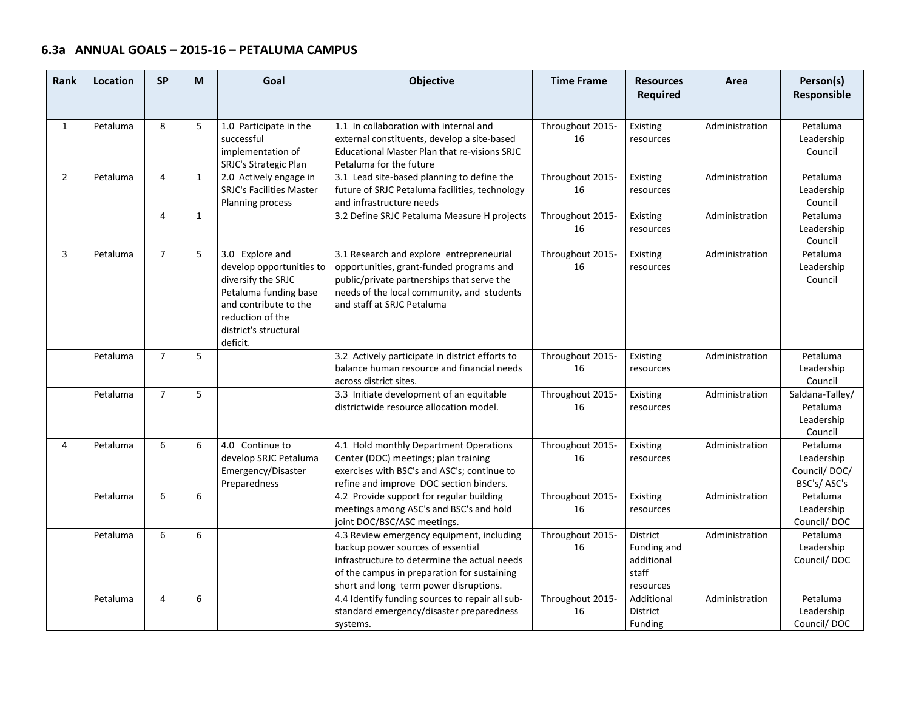## 6.3a ANNUAL GOALS – 2015-16 – PETALUMA CAMPUS

| Rank | Location | SP | M | Goal | Objective | Time Frame | Resources Required | Area | Person(s) Responsible |
|---|---|---|---|---|---|---|---|---|---|
| 1 | Petaluma | 8 | 5 | 1.0 Participate in the successful implementation of SRJC's Strategic Plan | 1.1 In collaboration with internal and external constituents, develop a site-based Educational Master Plan that re-visions SRJC Petaluma for the future | Throughout 2015-16 | Existing resources | Administration | Petaluma Leadership Council |
| 2 | Petaluma | 4 | 1 | 2.0 Actively engage in SRJC's Facilities Master Planning process | 3.1 Lead site-based planning to define the future of SRJC Petaluma facilities, technology and infrastructure needs | Throughout 2015-16 | Existing resources | Administration | Petaluma Leadership Council |
| | | 4 | 1 | | 3.2 Define SRJC Petaluma Measure H projects | Throughout 2015-16 | Existing resources | Administration | Petaluma Leadership Council |
| 3 | Petaluma | 7 | 5 | 3.0 Explore and develop opportunities to diversify the SRJC Petaluma funding base and contribute to the reduction of the district's structural deficit. | 3.1 Research and explore entrepreneurial opportunities, grant-funded programs and public/private partnerships that serve the needs of the local community, and students and staff at SRJC Petaluma | Throughout 2015-16 | Existing resources | Administration | Petaluma Leadership Council |
| | Petaluma | 7 | 5 | | 3.2 Actively participate in district efforts to balance human resource and financial needs across district sites. | Throughout 2015-16 | Existing resources | Administration | Petaluma Leadership Council |
| | Petaluma | 7 | 5 | | 3.3 Initiate development of an equitable districtwide resource allocation model. | Throughout 2015-16 | Existing resources | Administration | Saldana-Talley/ Petaluma Leadership Council |
| 4 | Petaluma | 6 | 6 | 4.0 Continue to develop SRJC Petaluma Emergency/Disaster Preparedness | 4.1 Hold monthly Department Operations Center (DOC) meetings; plan training exercises with BSC's and ASC's; continue to refine and improve DOC section binders. | Throughout 2015-16 | Existing resources | Administration | Petaluma Leadership Council/ DOC/ BSC's/ ASC's |
| | Petaluma | 6 | 6 | | 4.2 Provide support for regular building meetings among ASC's and BSC's and hold joint DOC/BSC/ASC meetings. | Throughout 2015-16 | Existing resources | Administration | Petaluma Leadership Council/ DOC |
| | Petaluma | 6 | 6 | | 4.3 Review emergency equipment, including backup power sources of essential infrastructure to determine the actual needs of the campus in preparation for sustaining short and long term power disruptions. | Throughout 2015-16 | District Funding and additional staff resources | Administration | Petaluma Leadership Council/ DOC |
| | Petaluma | 4 | 6 | | 4.4 Identify funding sources to repair all sub-standard emergency/disaster preparedness systems. | Throughout 2015-16 | Additional District Funding | Administration | Petaluma Leadership Council/ DOC |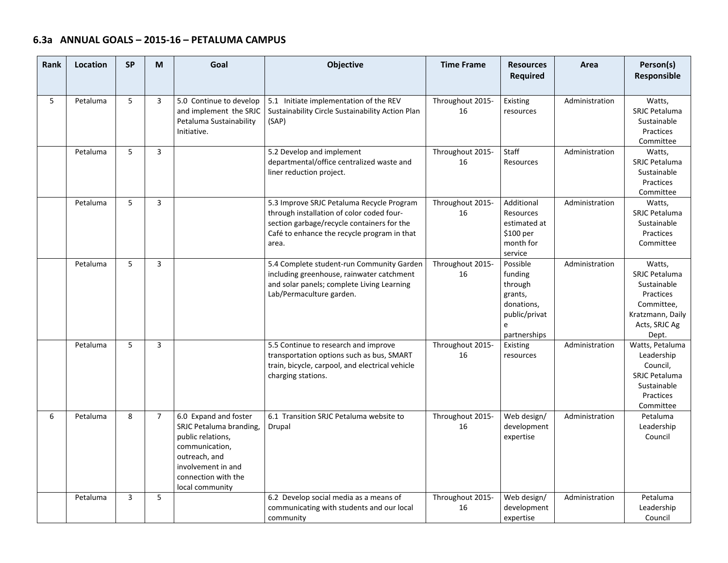### 6.3a ANNUAL GOALS – 2015-16 – PETALUMA CAMPUS

| Rank | Location | SP | M | Goal | Objective | Time Frame | Resources Required | Area | Person(s) Responsible |
|---|---|---|---|---|---|---|---|---|---|
| 5 | Petaluma | 5 | 3 | 5.0 Continue to develop and implement the SRJC Petaluma Sustainability Initiative. | 5.1 Initiate implementation of the REV Sustainability Circle Sustainability Action Plan (SAP) | Throughout 2015-16 | Existing resources | Administration | Watts, SRJC Petaluma Sustainable Practices Committee |
| | Petaluma | 5 | 3 | | 5.2 Develop and implement departmental/office centralized waste and liner reduction project. | Throughout 2015-16 | Staff Resources | Administration | Watts, SRJC Petaluma Sustainable Practices Committee |
| | Petaluma | 5 | 3 | | 5.3 Improve SRJC Petaluma Recycle Program through installation of color coded four-section garbage/recycle containers for the Café to enhance the recycle program in that area. | Throughout 2015-16 | Additional Resources estimated at $100 per month for service | Administration | Watts, SRJC Petaluma Sustainable Practices Committee |
| | Petaluma | 5 | 3 | | 5.4 Complete student-run Community Garden including greenhouse, rainwater catchment and solar panels; complete Living Learning Lab/Permaculture garden. | Throughout 2015-16 | Possible funding through grants, donations, public/private partnerships | Administration | Watts, SRJC Petaluma Sustainable Practices Committee, Kratzmann, Daily Acts, SRJC Ag Dept. |
| | Petaluma | 5 | 3 | | 5.5 Continue to research and improve transportation options such as bus, SMART train, bicycle, carpool, and electrical vehicle charging stations. | Throughout 2015-16 | Existing resources | Administration | Watts, Petaluma Leadership Council, SRJC Petaluma Sustainable Practices Committee |
| 6 | Petaluma | 8 | 7 | 6.0 Expand and foster SRJC Petaluma branding, public relations, communication, outreach, and involvement in and connection with the local community | 6.1 Transition SRJC Petaluma website to Drupal | Throughout 2015-16 | Web design/ development expertise | Administration | Petaluma Leadership Council |
| | Petaluma | 3 | 5 | | 6.2 Develop social media as a means of communicating with students and our local community | Throughout 2015-16 | Web design/ development expertise | Administration | Petaluma Leadership Council |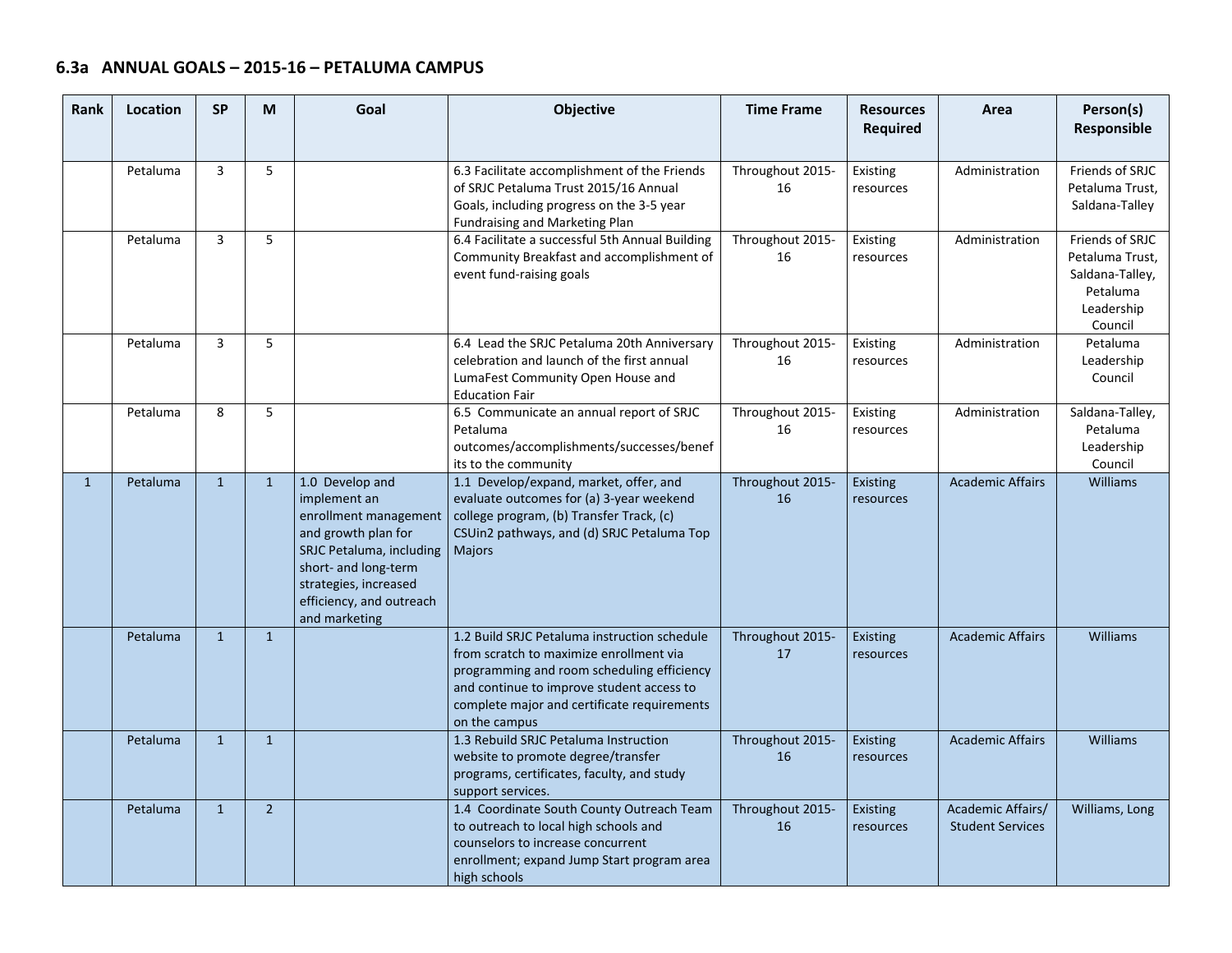### 6.3a ANNUAL GOALS – 2015-16 – PETALUMA CAMPUS

| Rank | Location | SP | M | Goal | Objective | Time Frame | Resources Required | Area | Person(s) Responsible |
|---|---|---|---|---|---|---|---|---|---|
| | Petaluma | 3 | 5 | | 6.3 Facilitate accomplishment of the Friends of SRJC Petaluma Trust 2015/16 Annual Goals, including progress on the 3-5 year Fundraising and Marketing Plan | Throughout 2015-16 | Existing resources | Administration | Friends of SRJC Petaluma Trust, Saldana-Talley |
| | Petaluma | 3 | 5 | | 6.4 Facilitate a successful 5th Annual Building Community Breakfast and accomplishment of event fund-raising goals | Throughout 2015-16 | Existing resources | Administration | Friends of SRJC Petaluma Trust, Saldana-Talley, Petaluma Leadership Council |
| | Petaluma | 3 | 5 | | 6.4 Lead the SRJC Petaluma 20th Anniversary celebration and launch of the first annual LumaFest Community Open House and Education Fair | Throughout 2015-16 | Existing resources | Administration | Petaluma Leadership Council |
| | Petaluma | 8 | 5 | | 6.5 Communicate an annual report of SRJC Petaluma outcomes/accomplishments/successes/benefits to the community | Throughout 2015-16 | Existing resources | Administration | Saldana-Talley, Petaluma Leadership Council |
| 1 | Petaluma | 1 | 1 | 1.0 Develop and implement an enrollment management and growth plan for SRJC Petaluma, including short- and long-term strategies, increased efficiency, and outreach and marketing | 1.1 Develop/expand, market, offer, and evaluate outcomes for (a) 3-year weekend college program, (b) Transfer Track, (c) CSUin2 pathways, and (d) SRJC Petaluma Top Majors | Throughout 2015-16 | Existing resources | Academic Affairs | Williams |
| | Petaluma | 1 | 1 | | 1.2 Build SRJC Petaluma instruction schedule from scratch to maximize enrollment via programming and room scheduling efficiency and continue to improve student access to complete major and certificate requirements on the campus | Throughout 2015-17 | Existing resources | Academic Affairs | Williams |
| | Petaluma | 1 | 1 | | 1.3 Rebuild SRJC Petaluma Instruction website to promote degree/transfer programs, certificates, faculty, and study support services. | Throughout 2015-16 | Existing resources | Academic Affairs | Williams |
| | Petaluma | 1 | 2 | | 1.4 Coordinate South County Outreach Team to outreach to local high schools and counselors to increase concurrent enrollment; expand Jump Start program area high schools | Throughout 2015-16 | Existing resources | Academic Affairs/ Student Services | Williams, Long |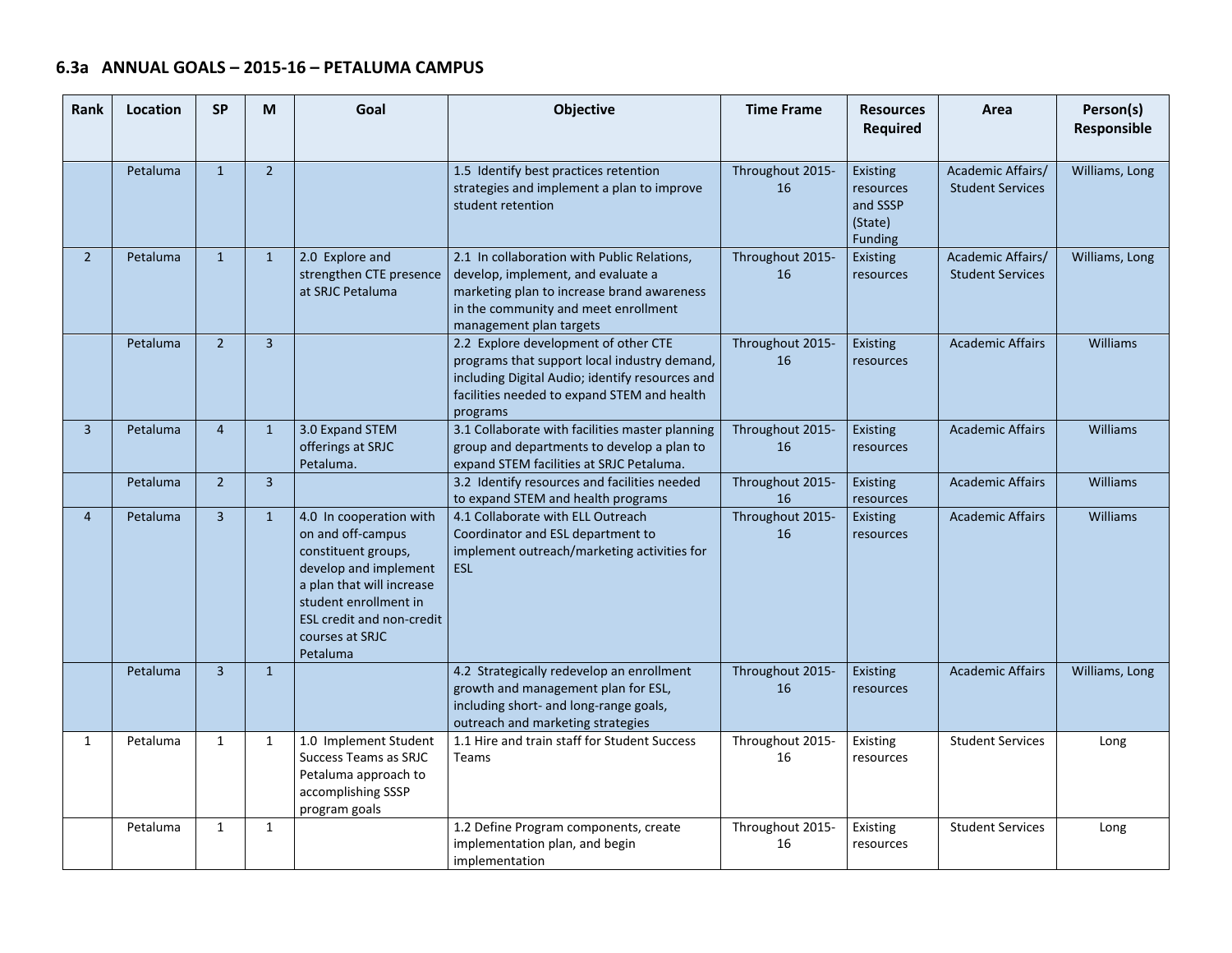### 6.3a ANNUAL GOALS – 2015-16 – PETALUMA CAMPUS

| Rank | Location | SP | M | Goal | Objective | Time Frame | Resources Required | Area | Person(s) Responsible |
|---|---|---|---|---|---|---|---|---|---|
| | Petaluma | 1 | 2 | | 1.5 Identify best practices retention strategies and implement a plan to improve student retention | Throughout 2015-16 | Existing resources and SSSP (State) Funding | Academic Affairs/ Student Services | Williams, Long |
| 2 | Petaluma | 1 | 1 | 2.0 Explore and strengthen CTE presence at SRJC Petaluma | 2.1 In collaboration with Public Relations, develop, implement, and evaluate a marketing plan to increase brand awareness in the community and meet enrollment management plan targets | Throughout 2015-16 | Existing resources | Academic Affairs/ Student Services | Williams, Long |
| | Petaluma | 2 | 3 | | 2.2 Explore development of other CTE programs that support local industry demand, including Digital Audio; identify resources and facilities needed to expand STEM and health programs | Throughout 2015-16 | Existing resources | Academic Affairs | Williams |
| 3 | Petaluma | 4 | 1 | 3.0 Expand STEM offerings at SRJC Petaluma. | 3.1 Collaborate with facilities master planning group and departments to develop a plan to expand STEM facilities at SRJC Petaluma. | Throughout 2015-16 | Existing resources | Academic Affairs | Williams |
| | Petaluma | 2 | 3 | | 3.2 Identify resources and facilities needed to expand STEM and health programs | Throughout 2015-16 | Existing resources | Academic Affairs | Williams |
| 4 | Petaluma | 3 | 1 | 4.0 In cooperation with on and off-campus constituent groups, develop and implement a plan that will increase student enrollment in ESL credit and non-credit courses at SRJC Petaluma | 4.1 Collaborate with ELL Outreach Coordinator and ESL department to implement outreach/marketing activities for ESL | Throughout 2015-16 | Existing resources | Academic Affairs | Williams |
| | Petaluma | 3 | 1 | | 4.2 Strategically redevelop an enrollment growth and management plan for ESL, including short- and long-range goals, outreach and marketing strategies | Throughout 2015-16 | Existing resources | Academic Affairs | Williams, Long |
| 1 | Petaluma | 1 | 1 | 1.0 Implement Student Success Teams as SRJC Petaluma approach to accomplishing SSSP program goals | 1.1 Hire and train staff for Student Success Teams | Throughout 2015-16 | Existing resources | Student Services | Long |
| | Petaluma | 1 | 1 | | 1.2 Define Program components, create implementation plan, and begin implementation | Throughout 2015-16 | Existing resources | Student Services | Long |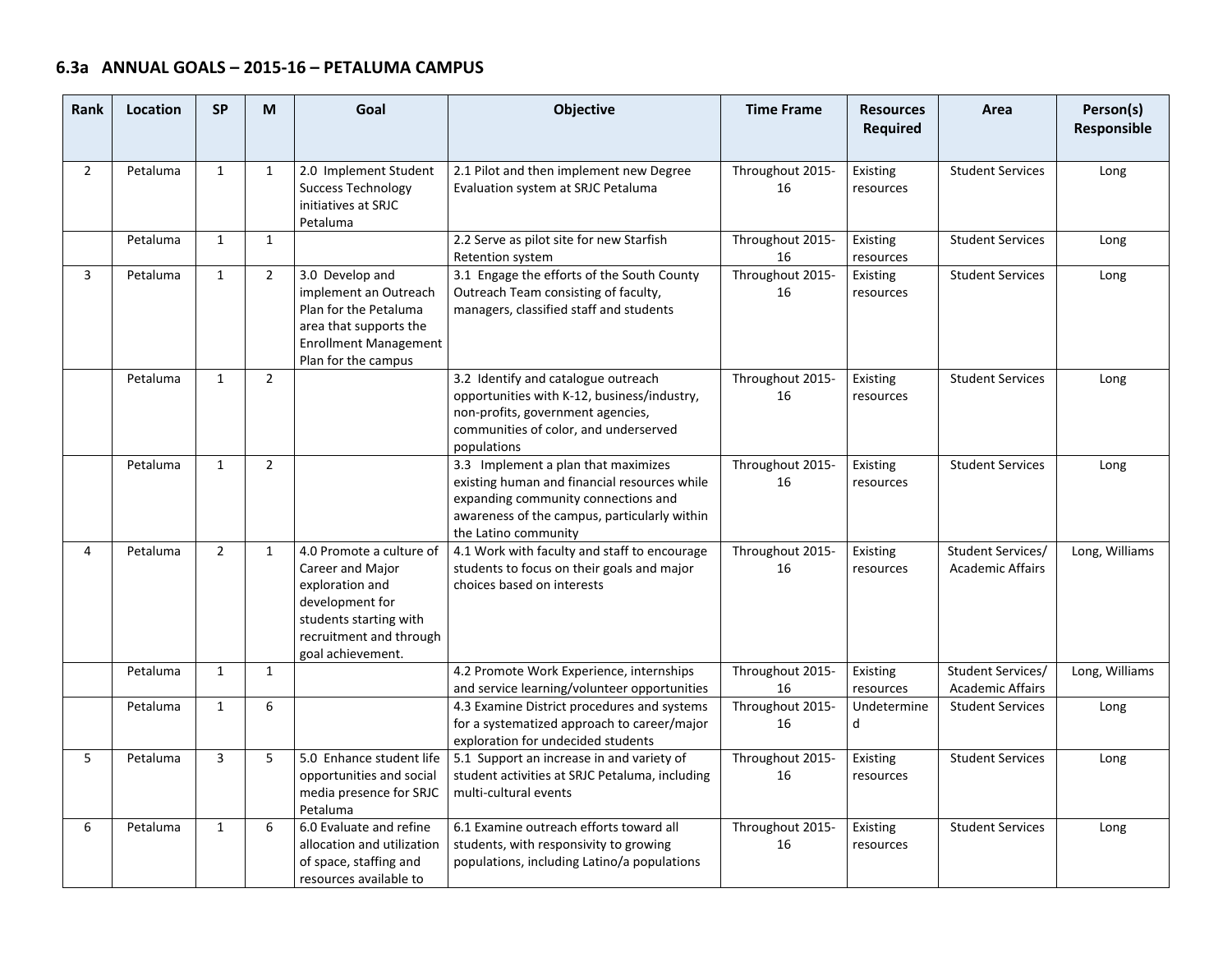### 6.3a ANNUAL GOALS – 2015-16 – PETALUMA CAMPUS

| Rank | Location | SP | M | Goal | Objective | Time Frame | Resources Required | Area | Person(s) Responsible |
|---|---|---|---|---|---|---|---|---|---|
| 2 | Petaluma | 1 | 1 | 2.0 Implement Student Success Technology initiatives at SRJC Petaluma | 2.1 Pilot and then implement new Degree Evaluation system at SRJC Petaluma | Throughout 2015-16 | Existing resources | Student Services | Long |
| | Petaluma | 1 | 1 | | 2.2 Serve as pilot site for new Starfish Retention system | Throughout 2015-16 | Existing resources | Student Services | Long |
| 3 | Petaluma | 1 | 2 | 3.0 Develop and implement an Outreach Plan for the Petaluma area that supports the Enrollment Management Plan for the campus | 3.1 Engage the efforts of the South County Outreach Team consisting of faculty, managers, classified staff and students | Throughout 2015-16 | Existing resources | Student Services | Long |
| | Petaluma | 1 | 2 | | 3.2 Identify and catalogue outreach opportunities with K-12, business/industry, non-profits, government agencies, communities of color, and underserved populations | Throughout 2015-16 | Existing resources | Student Services | Long |
| | Petaluma | 1 | 2 | | 3.3 Implement a plan that maximizes existing human and financial resources while expanding community connections and awareness of the campus, particularly within the Latino community | Throughout 2015-16 | Existing resources | Student Services | Long |
| 4 | Petaluma | 2 | 1 | 4.0 Promote a culture of Career and Major exploration and development for students starting with recruitment and through goal achievement. | 4.1 Work with faculty and staff to encourage students to focus on their goals and major choices based on interests | Throughout 2015-16 | Existing resources | Student Services/ Academic Affairs | Long, Williams |
| | Petaluma | 1 | 1 | | 4.2 Promote Work Experience, internships and service learning/volunteer opportunities | Throughout 2015-16 | Existing resources | Student Services/ Academic Affairs | Long, Williams |
| | Petaluma | 1 | 6 | | 4.3 Examine District procedures and systems for a systematized approach to career/major exploration for undecided students | Throughout 2015-16 | Undetermined | Student Services | Long |
| 5 | Petaluma | 3 | 5 | 5.0 Enhance student life opportunities and social media presence for SRJC Petaluma | 5.1 Support an increase in and variety of student activities at SRJC Petaluma, including multi-cultural events | Throughout 2015-16 | Existing resources | Student Services | Long |
| 6 | Petaluma | 1 | 6 | 6.0 Evaluate and refine allocation and utilization of space, staffing and resources available to | 6.1 Examine outreach efforts toward all students, with responsivity to growing populations, including Latino/a populations | Throughout 2015-16 | Existing resources | Student Services | Long |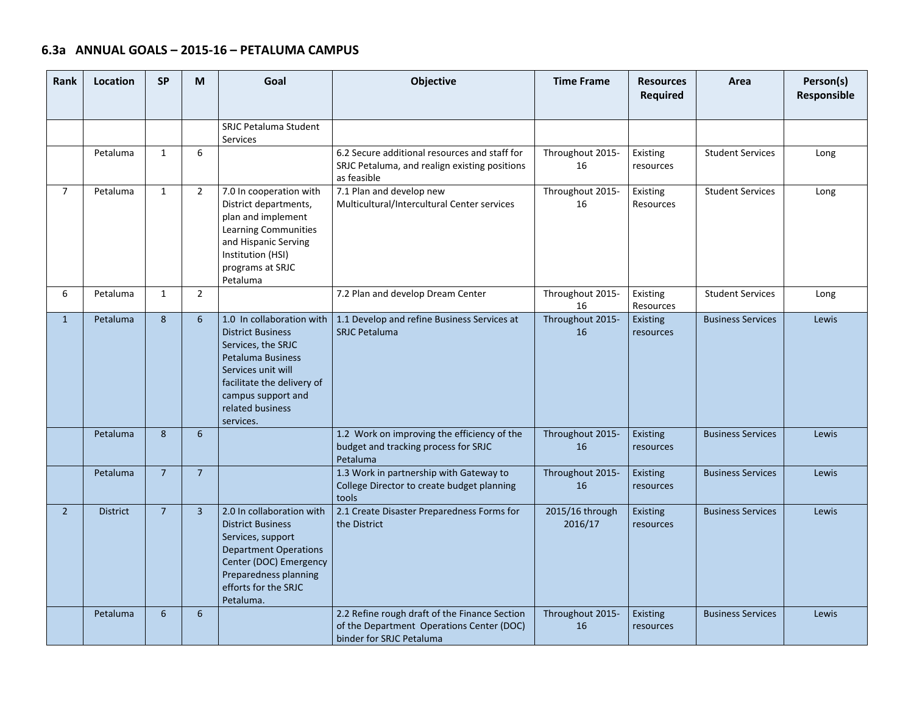## 6.3a ANNUAL GOALS – 2015-16 – PETALUMA CAMPUS

| Rank | Location | SP | M | Goal | Objective | Time Frame | Resources Required | Area | Person(s) Responsible |
|---|---|---|---|---|---|---|---|---|---|
| | | | | SRJC Petaluma Student Services | | | | | |
| | Petaluma | 1 | 6 | | 6.2 Secure additional resources and staff for SRJC Petaluma, and realign existing positions as feasible | Throughout 2015-16 | Existing resources | Student Services | Long |
| 7 | Petaluma | 1 | 2 | 7.0 In cooperation with District departments, plan and implement Learning Communities and Hispanic Serving Institution (HSI) programs at SRJC Petaluma | 7.1 Plan and develop new Multicultural/Intercultural Center services | Throughout 2015-16 | Existing Resources | Student Services | Long |
| 6 | Petaluma | 1 | 2 | | 7.2 Plan and develop Dream Center | Throughout 2015-16 | Existing Resources | Student Services | Long |
| 1 | Petaluma | 8 | 6 | 1.0 In collaboration with District Business Services, the SRJC Petaluma Business Services unit will facilitate the delivery of campus support and related business services. | 1.1 Develop and refine Business Services at SRJC Petaluma | Throughout 2015-16 | Existing resources | Business Services | Lewis |
| | Petaluma | 8 | 6 | | 1.2 Work on improving the efficiency of the budget and tracking process for SRJC Petaluma | Throughout 2015-16 | Existing resources | Business Services | Lewis |
| | Petaluma | 7 | 7 | | 1.3 Work in partnership with Gateway to College Director to create budget planning tools | Throughout 2015-16 | Existing resources | Business Services | Lewis |
| 2 | District | 7 | 3 | 2.0 In collaboration with District Business Services, support Department Operations Center (DOC) Emergency Preparedness planning efforts for the SRJC Petaluma. | 2.1 Create Disaster Preparedness Forms for the District | 2015/16 through 2016/17 | Existing resources | Business Services | Lewis |
| | Petaluma | 6 | 6 | | 2.2 Refine rough draft of the Finance Section of the Department Operations Center (DOC) binder for SRJC Petaluma | Throughout 2015-16 | Existing resources | Business Services | Lewis |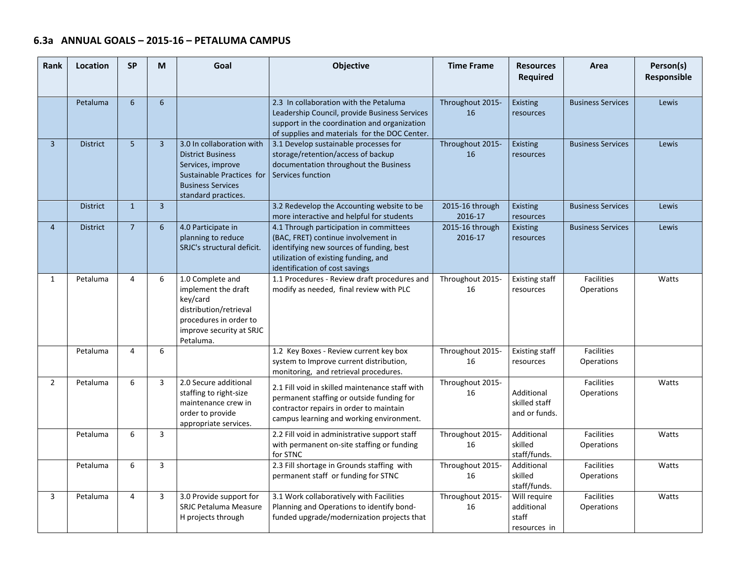### 6.3a ANNUAL GOALS – 2015-16 – PETALUMA CAMPUS

| Rank | Location | SP | M | Goal | Objective | Time Frame | Resources Required | Area | Person(s) Responsible |
|---|---|---|---|---|---|---|---|---|---|
| | Petaluma | 6 | 6 | | 2.3 In collaboration with the Petaluma Leadership Council, provide Business Services support in the coordination and organization of supplies and materials for the DOC Center. | Throughout 2015-16 | Existing resources | Business Services | Lewis |
| 3 | District | 5 | 3 | 3.0 In collaboration with District Business Services, improve Sustainable Practices for Business Services standard practices. | 3.1 Develop sustainable processes for storage/retention/access of backup documentation throughout the Business Services function | Throughout 2015-16 | Existing resources | Business Services | Lewis |
| | District | 1 | 3 | | 3.2 Redevelop the Accounting website to be more interactive and helpful for students | 2015-16 through 2016-17 | Existing resources | Business Services | Lewis |
| 4 | District | 7 | 6 | 4.0 Participate in planning to reduce SRJC's structural deficit. | 4.1 Through participation in committees (BAC, FRET) continue involvement in identifying new sources of funding, best utilization of existing funding, and identification of cost savings | 2015-16 through 2016-17 | Existing resources | Business Services | Lewis |
| 1 | Petaluma | 4 | 6 | 1.0 Complete and implement the draft key/card distribution/retrieval procedures in order to improve security at SRJC Petaluma. | 1.1 Procedures - Review draft procedures and modify as needed, final review with PLC | Throughout 2015-16 | Existing staff resources | Facilities Operations | Watts |
| | Petaluma | 4 | 6 | | 1.2 Key Boxes - Review current key box system to Improve current distribution, monitoring, and retrieval procedures. | Throughout 2015-16 | Existing staff resources | Facilities Operations | |
| 2 | Petaluma | 6 | 3 | 2.0 Secure additional staffing to right-size maintenance crew in order to provide appropriate services. | 2.1 Fill void in skilled maintenance staff with permanent staffing or outside funding for contractor repairs in order to maintain campus learning and working environment. | Throughout 2015-16 | Additional skilled staff and or funds. | Facilities Operations | Watts |
| | Petaluma | 6 | 3 | | 2.2 Fill void in administrative support staff with permanent on-site staffing or funding for STNC | Throughout 2015-16 | Additional skilled staff/funds. | Facilities Operations | Watts |
| | Petaluma | 6 | 3 | | 2.3 Fill shortage in Grounds staffing with permanent staff or funding for STNC | Throughout 2015-16 | Additional skilled staff/funds. | Facilities Operations | Watts |
| 3 | Petaluma | 4 | 3 | 3.0 Provide support for SRJC Petaluma Measure H projects through | 3.1 Work collaboratively with Facilities Planning and Operations to identify bond-funded upgrade/modernization projects that | Throughout 2015-16 | Will require additional staff resources in | Facilities Operations | Watts |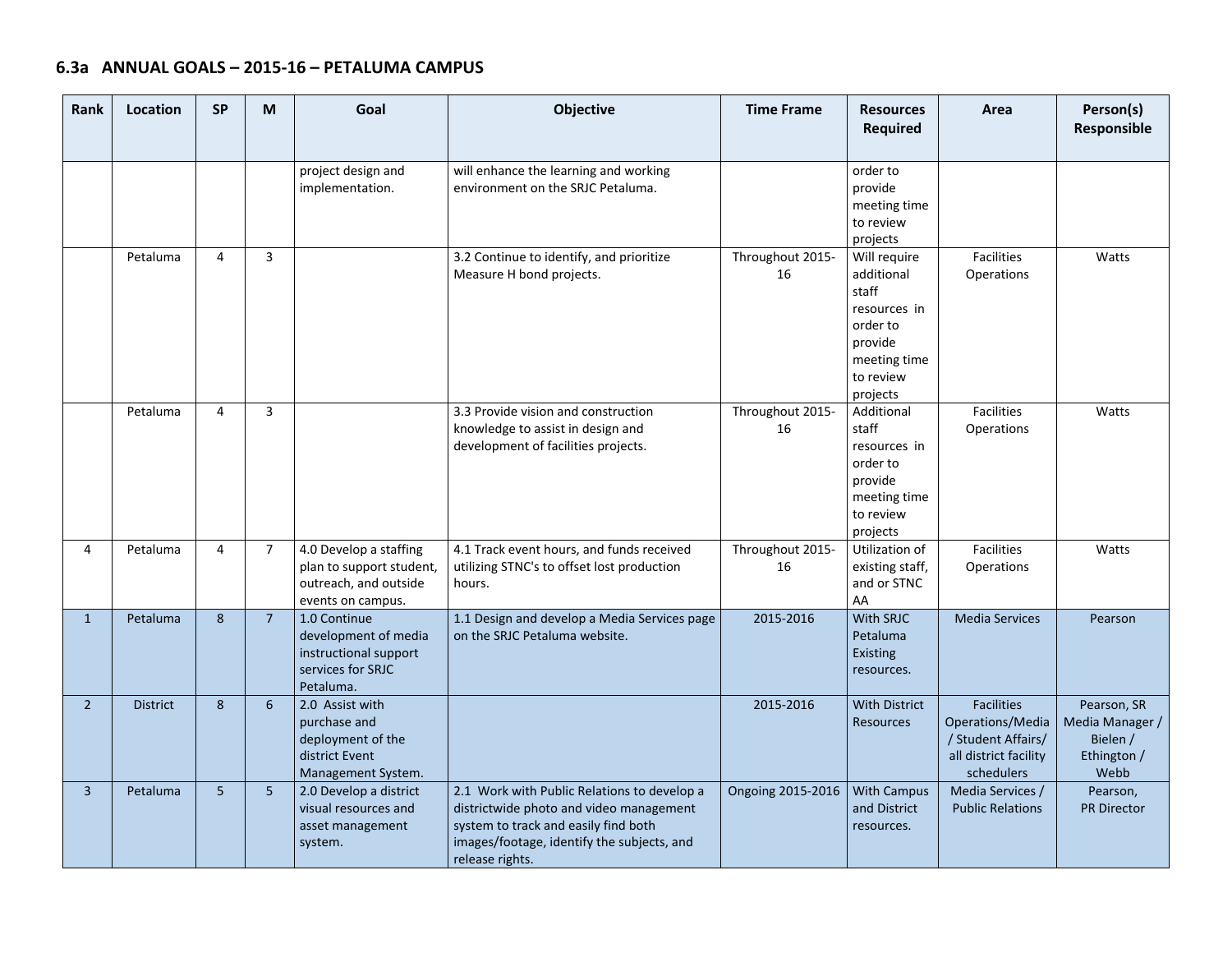### 6.3a ANNUAL GOALS – 2015-16 – PETALUMA CAMPUS

| Rank | Location | SP | M | Goal | Objective | Time Frame | Resources Required | Area | Person(s) Responsible |
|---|---|---|---|---|---|---|---|---|---|
| | | | | project design and implementation. | will enhance the learning and working environment on the SRJC Petaluma. | | order to provide meeting time to review projects | | |
| | Petaluma | 4 | 3 | | 3.2 Continue to identify, and prioritize Measure H bond projects. | Throughout 2015-16 | Will require additional staff resources in order to provide meeting time to review projects | Facilities Operations | Watts |
| | Petaluma | 4 | 3 | | 3.3 Provide vision and construction knowledge to assist in design and development of facilities projects. | Throughout 2015-16 | Additional staff resources in order to provide meeting time to review projects | Facilities Operations | Watts |
| 4 | Petaluma | 4 | 7 | 4.0 Develop a staffing plan to support student, outreach, and outside events on campus. | 4.1 Track event hours, and funds received utilizing STNC's to offset lost production hours. | Throughout 2015-16 | Utilization of existing staff, and or STNC AA | Facilities Operations | Watts |
| 1 | Petaluma | 8 | 7 | 1.0 Continue development of media instructional support services for SRJC Petaluma. | 1.1 Design and develop a Media Services page on the SRJC Petaluma website. | 2015-2016 | With SRJC Petaluma Existing resources. | Media Services | Pearson |
| 2 | District | 8 | 6 | 2.0 Assist with purchase and deployment of the district Event Management System. | | 2015-2016 | With District Resources | Facilities Operations/Media / Student Affairs/ all district facility schedulers | Pearson, SR Media Manager / Bielen / Ethington / Webb |
| 3 | Petaluma | 5 | 5 | 2.0 Develop a district visual resources and asset management system. | 2.1 Work with Public Relations to develop a districtwide photo and video management system to track and easily find both images/footage, identify the subjects, and release rights. | Ongoing 2015-2016 | With Campus and District resources. | Media Services / Public Relations | Pearson, PR Director |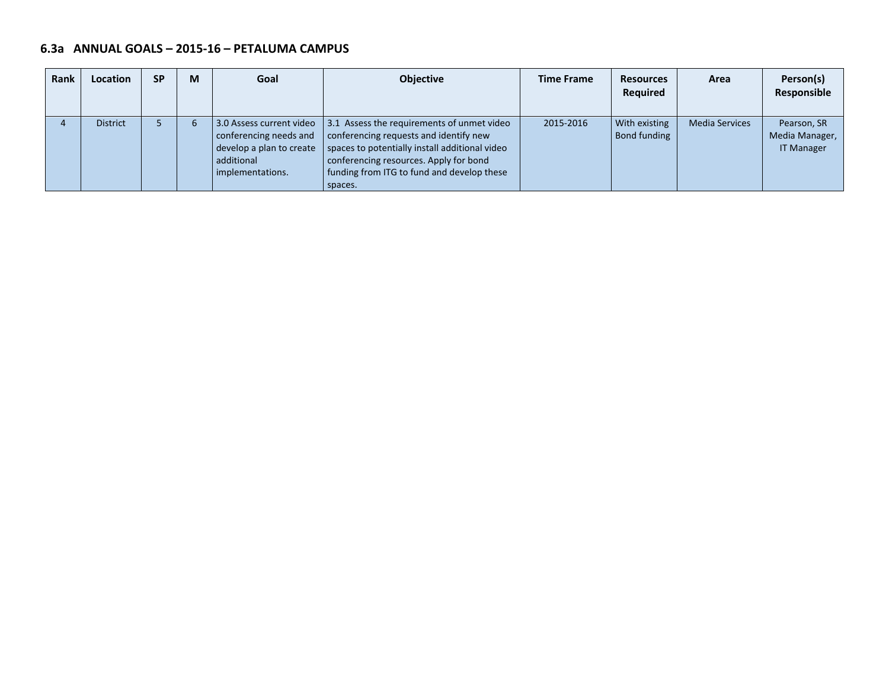## 6.3a ANNUAL GOALS – 2015-16 – PETALUMA CAMPUS

| Rank | Location | SP | M | Goal | Objective | Time Frame | Resources Required | Area | Person(s) Responsible |
|---|---|---|---|---|---|---|---|---|---|
| 4 | District | 5 | 6 | 3.0 Assess current video conferencing needs and develop a plan to create additional implementations. | 3.1 Assess the requirements of unmet video conferencing requests and identify new spaces to potentially install additional video conferencing resources. Apply for bond funding from ITG to fund and develop these spaces. | 2015-2016 | With existing Bond funding | Media Services | Pearson, SR Media Manager, IT Manager |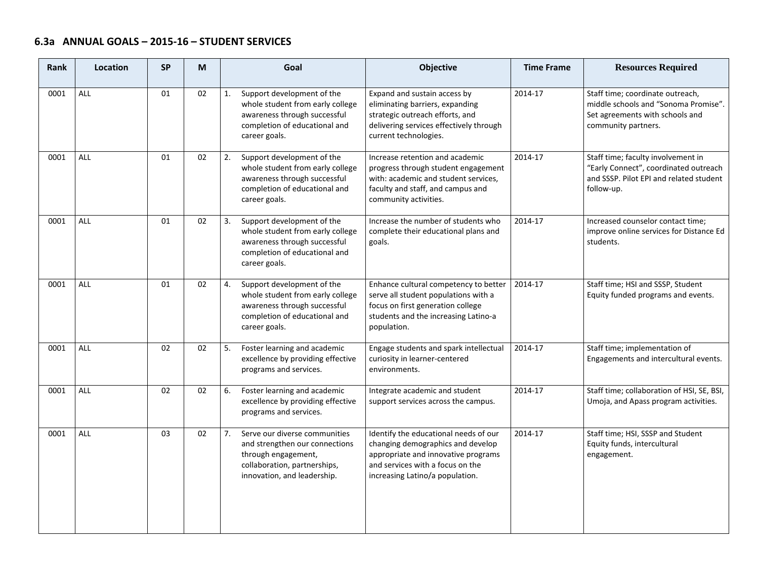### 6.3a ANNUAL GOALS – 2015-16 – STUDENT SERVICES

| Rank | Location | SP | M | Goal | Objective | Time Frame | Resources Required |
|---|---|---|---|---|---|---|---|
| 0001 | ALL | 01 | 02 | 1. Support development of the whole student from early college awareness through successful completion of educational and career goals. | Expand and sustain access by eliminating barriers, expanding strategic outreach efforts, and delivering services effectively through current technologies. | 2014-17 | Staff time; coordinate outreach, middle schools and "Sonoma Promise". Set agreements with schools and community partners. |
| 0001 | ALL | 01 | 02 | 2. Support development of the whole student from early college awareness through successful completion of educational and career goals. | Increase retention and academic progress through student engagement with: academic and student services, faculty and staff, and campus and community activities. | 2014-17 | Staff time; faculty involvement in "Early Connect", coordinated outreach and SSSP. Pilot EPI and related student follow-up. |
| 0001 | ALL | 01 | 02 | 3. Support development of the whole student from early college awareness through successful completion of educational and career goals. | Increase the number of students who complete their educational plans and goals. | 2014-17 | Increased counselor contact time; improve online services for Distance Ed students. |
| 0001 | ALL | 01 | 02 | 4. Support development of the whole student from early college awareness through successful completion of educational and career goals. | Enhance cultural competency to better serve all student populations with a focus on first generation college students and the increasing Latino-a population. | 2014-17 | Staff time; HSI and SSSP, Student Equity funded programs and events. |
| 0001 | ALL | 02 | 02 | 5. Foster learning and academic excellence by providing effective programs and services. | Engage students and spark intellectual curiosity in learner-centered environments. | 2014-17 | Staff time; implementation of Engagements and intercultural events. |
| 0001 | ALL | 02 | 02 | 6. Foster learning and academic excellence by providing effective programs and services. | Integrate academic and student support services across the campus. | 2014-17 | Staff time; collaboration of HSI, SE, BSI, Umoja, and Apass program activities. |
| 0001 | ALL | 03 | 02 | 7. Serve our diverse communities and strengthen our connections through engagement, collaboration, partnerships, innovation, and leadership. | Identify the educational needs of our changing demographics and develop appropriate and innovative programs and services with a focus on the increasing Latino/a population. | 2014-17 | Staff time; HSI, SSSP and Student Equity funds, intercultural engagement. |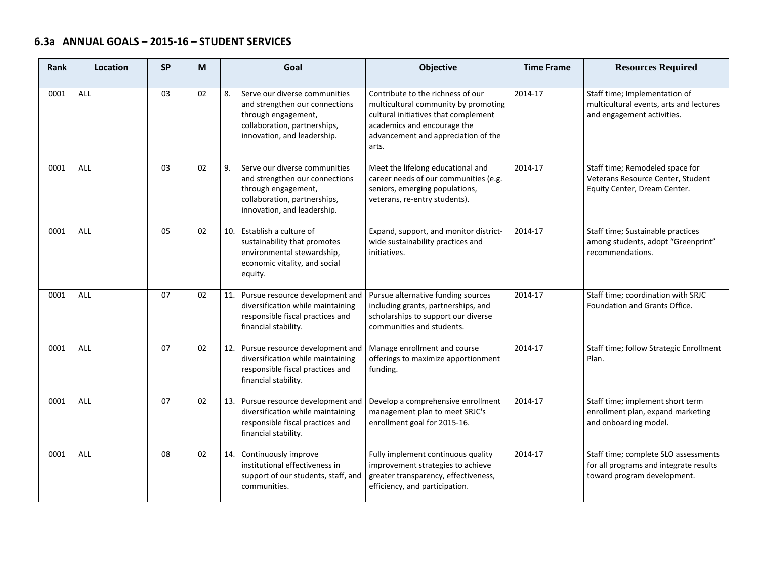## 6.3a ANNUAL GOALS – 2015-16 – STUDENT SERVICES

| Rank | Location | SP | M | Goal | Objective | Time Frame | Resources Required |
|---|---|---|---|---|---|---|---|
| 0001 | ALL | 03 | 02 | 8. Serve our diverse communities and strengthen our connections through engagement, collaboration, partnerships, innovation, and leadership. | Contribute to the richness of our multicultural community by promoting cultural initiatives that complement academics and encourage the advancement and appreciation of the arts. | 2014-17 | Staff time; Implementation of multicultural events, arts and lectures and engagement activities. |
| 0001 | ALL | 03 | 02 | 9. Serve our diverse communities and strengthen our connections through engagement, collaboration, partnerships, innovation, and leadership. | Meet the lifelong educational and career needs of our communities (e.g. seniors, emerging populations, veterans, re-entry students). | 2014-17 | Staff time; Remodeled space for Veterans Resource Center, Student Equity Center, Dream Center. |
| 0001 | ALL | 05 | 02 | 10. Establish a culture of sustainability that promotes environmental stewardship, economic vitality, and social equity. | Expand, support, and monitor district-wide sustainability practices and initiatives. | 2014-17 | Staff time; Sustainable practices among students, adopt "Greenprint" recommendations. |
| 0001 | ALL | 07 | 02 | 11. Pursue resource development and diversification while maintaining responsible fiscal practices and financial stability. | Pursue alternative funding sources including grants, partnerships, and scholarships to support our diverse communities and students. | 2014-17 | Staff time; coordination with SRJC Foundation and Grants Office. |
| 0001 | ALL | 07 | 02 | 12. Pursue resource development and diversification while maintaining responsible fiscal practices and financial stability. | Manage enrollment and course offerings to maximize apportionment funding. | 2014-17 | Staff time; follow Strategic Enrollment Plan. |
| 0001 | ALL | 07 | 02 | 13. Pursue resource development and diversification while maintaining responsible fiscal practices and financial stability. | Develop a comprehensive enrollment management plan to meet SRJC's enrollment goal for 2015-16. | 2014-17 | Staff time; implement short term enrollment plan, expand marketing and onboarding model. |
| 0001 | ALL | 08 | 02 | 14. Continuously improve institutional effectiveness in support of our students, staff, and communities. | Fully implement continuous quality improvement strategies to achieve greater transparency, effectiveness, efficiency, and participation. | 2014-17 | Staff time; complete SLO assessments for all programs and integrate results toward program development. |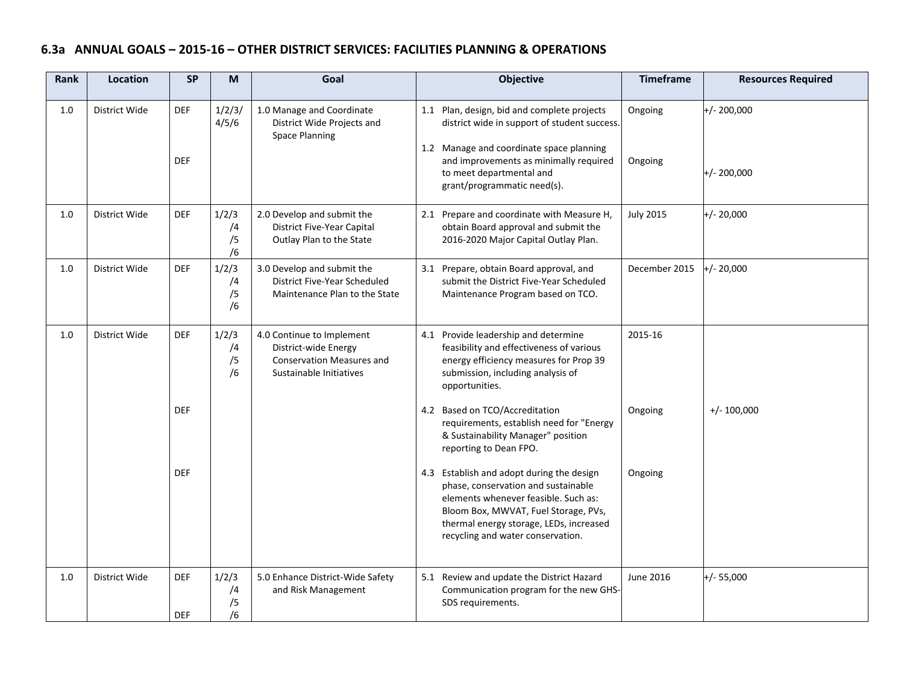### 6.3a ANNUAL GOALS – 2015-16 – OTHER DISTRICT SERVICES: FACILITIES PLANNING & OPERATIONS

| Rank | Location | SP | M | Goal | Objective | Timeframe | Resources Required |
|---|---|---|---|---|---|---|---|
| 1.0 | District Wide | DEF | 1/2/3/4/5/6 | 1.0 Manage and Coordinate District Wide Projects and Space Planning | 1.1 Plan, design, bid and complete projects district wide in support of student success. | Ongoing | +/- 200,000 |
| | | DEF | | | 1.2 Manage and coordinate space planning and improvements as minimally required to meet departmental and grant/programmatic need(s). | Ongoing | +/- 200,000 |
| 1.0 | District Wide | DEF | 1/2/3/4/5/6 | 2.0 Develop and submit the District Five-Year Capital Outlay Plan to the State | 2.1 Prepare and coordinate with Measure H, obtain Board approval and submit the 2016-2020 Major Capital Outlay Plan. | July 2015 | +/- 20,000 |
| 1.0 | District Wide | DEF | 1/2/3/4/5/6 | 3.0 Develop and submit the District Five-Year Scheduled Maintenance Plan to the State | 3.1 Prepare, obtain Board approval, and submit the District Five-Year Scheduled Maintenance Program based on TCO. | December 2015 | +/- 20,000 |
| 1.0 | District Wide | DEF | 1/2/3/4/5/6 | 4.0 Continue to Implement District-wide Energy Conservation Measures and Sustainable Initiatives | 4.1 Provide leadership and determine feasibility and effectiveness of various energy efficiency measures for Prop 39 submission, including analysis of opportunities. | 2015-16 | |
| | | DEF | | | 4.2 Based on TCO/Accreditation requirements, establish need for "Energy & Sustainability Manager" position reporting to Dean FPO. | Ongoing | +/- 100,000 |
| | | DEF | | | 4.3 Establish and adopt during the design phase, conservation and sustainable elements whenever feasible. Such as: Bloom Box, MWVAT, Fuel Storage, PVs, thermal energy storage, LEDs, increased recycling and water conservation. | Ongoing | |
| 1.0 | District Wide | DEF<br>DEF | 1/2/3/4/5/6 | 5.0 Enhance District-Wide Safety and Risk Management | 5.1 Review and update the District Hazard Communication program for the new GHS-SDS requirements. | June 2016 | +/- 55,000 |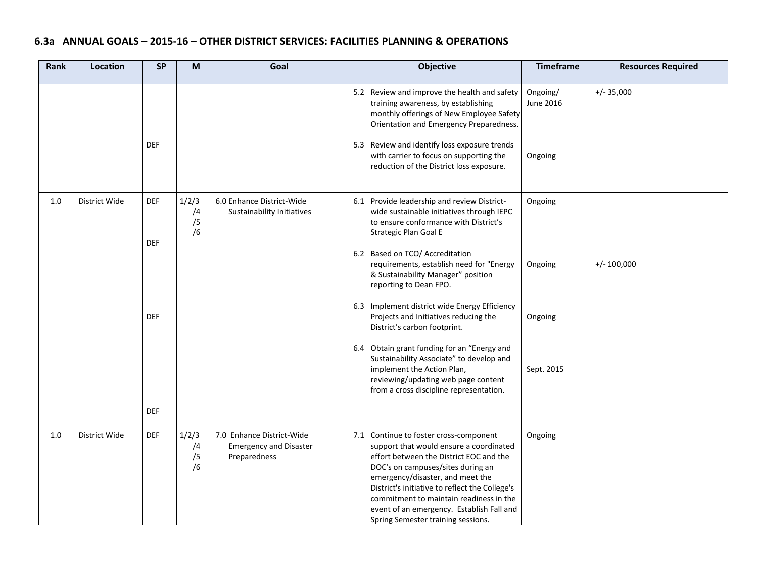## 6.3a ANNUAL GOALS – 2015-16 – OTHER DISTRICT SERVICES: FACILITIES PLANNING & OPERATIONS

| Rank | Location | SP | M | Goal | Objective | Timeframe | Resources Required |
|---|---|---|---|---|---|---|---|
| | | | | | 5.2 Review and improve the health and safety training awareness, by establishing monthly offerings of New Employee Safety Orientation and Emergency Preparedness. | Ongoing/ June 2016 | +/- 35,000 |
| | | DEF | | | 5.3 Review and identify loss exposure trends with carrier to focus on supporting the reduction of the District loss exposure. | Ongoing | |
| 1.0 | District Wide | DEF | 1/2/3/4/5/6 | 6.0 Enhance District-Wide Sustainability Initiatives | 6.1 Provide leadership and review District-wide sustainable initiatives through IEPC to ensure conformance with District's Strategic Plan Goal E | Ongoing | |
| | | DEF | | | 6.2 Based on TCO/ Accreditation requirements, establish need for "Energy & Sustainability Manager" position reporting to Dean FPO. | Ongoing | +/- 100,000 |
| | | DEF | | | 6.3 Implement district wide Energy Efficiency Projects and Initiatives reducing the District's carbon footprint. | Ongoing | |
| | | DEF | | | 6.4 Obtain grant funding for an "Energy and Sustainability Associate" to develop and implement the Action Plan, reviewing/updating web page content from a cross discipline representation. | Sept. 2015 | |
| 1.0 | District Wide | DEF | 1/2/3/4/5/6 | 7.0 Enhance District-Wide Emergency and Disaster Preparedness | 7.1 Continue to foster cross-component support that would ensure a coordinated effort between the District EOC and the DOC's on campuses/sites during an emergency/disaster, and meet the District's initiative to reflect the College's commitment to maintain readiness in the event of an emergency. Establish Fall and Spring Semester training sessions. | Ongoing | |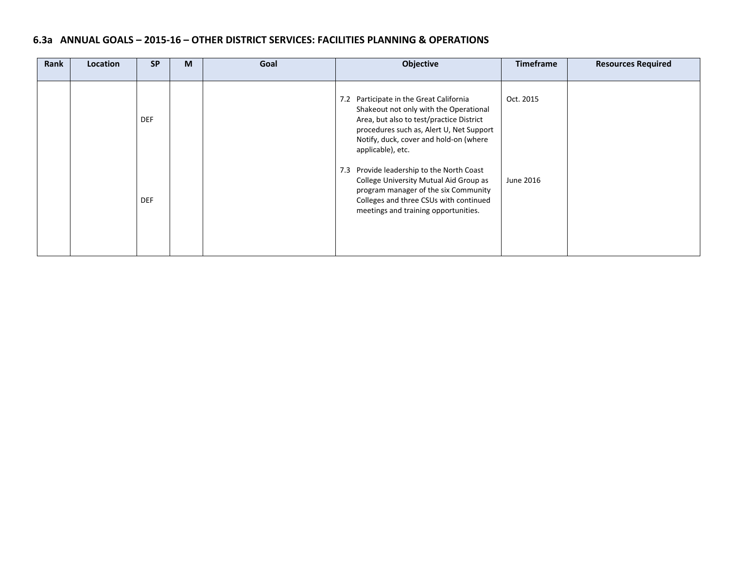### 6.3a ANNUAL GOALS – 2015-16 – OTHER DISTRICT SERVICES: FACILITIES PLANNING & OPERATIONS

| Rank | Location | SP | M | Goal | Objective | Timeframe | Resources Required |
|---|---|---|---|---|---|---|---|
| | | DEF | | | 7.2 Participate in the Great California Shakeout not only with the Operational Area, but also to test/practice District procedures such as, Alert U, Net Support Notify, duck, cover and hold-on (where applicable), etc. | Oct. 2015 | |
| | | DEF | | | 7.3 Provide leadership to the North Coast College University Mutual Aid Group as program manager of the six Community Colleges and three CSUs with continued meetings and training opportunities. | June 2016 | |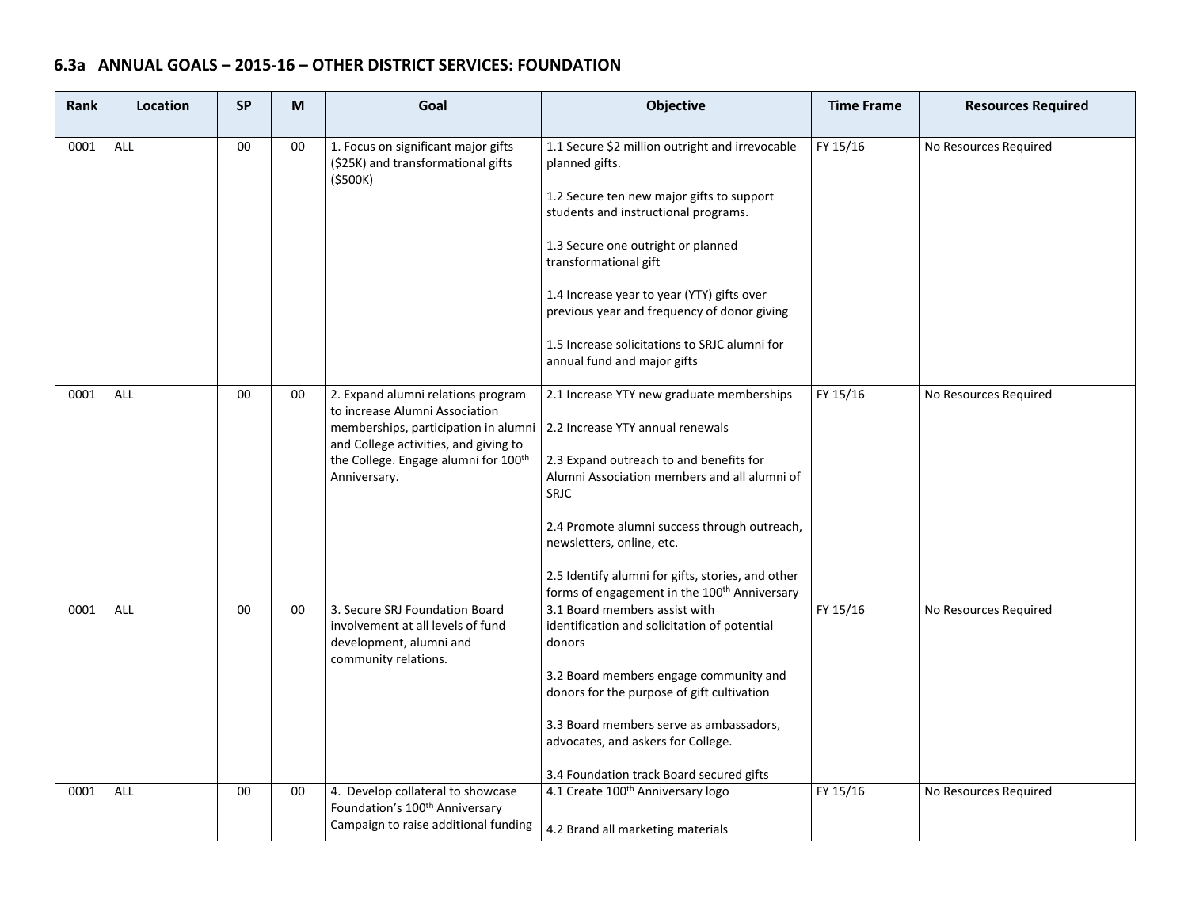## 6.3a ANNUAL GOALS – 2015-16 – OTHER DISTRICT SERVICES: FOUNDATION

| Rank | Location | SP | M | Goal | Objective | Time Frame | Resources Required |
|---|---|---|---|---|---|---|---|
| 0001 | ALL | 00 | 00 | 1. Focus on significant major gifts ($25K) and transformational gifts ($500K) | 1.1 Secure $2 million outright and irrevocable planned gifts.<br><br>1.2 Secure ten new major gifts to support students and instructional programs.<br><br>1.3 Secure one outright or planned transformational gift<br><br>1.4 Increase year to year (YTY) gifts over previous year and frequency of donor giving<br><br>1.5 Increase solicitations to SRJC alumni for annual fund and major gifts | FY 15/16 | No Resources Required |
| 0001 | ALL | 00 | 00 | 2. Expand alumni relations program to increase Alumni Association memberships, participation in alumni and College activities, and giving to the College. Engage alumni for 100th Anniversary. | 2.1 Increase YTY new graduate memberships<br><br>2.2 Increase YTY annual renewals<br><br>2.3 Expand outreach to and benefits for Alumni Association members and all alumni of SRJC<br><br>2.4 Promote alumni success through outreach, newsletters, online, etc.<br><br>2.5 Identify alumni for gifts, stories, and other forms of engagement in the 100th Anniversary | FY 15/16 | No Resources Required |
| 0001 | ALL | 00 | 00 | 3. Secure SRJ Foundation Board involvement at all levels of fund development, alumni and community relations. | 3.1 Board members assist with identification and solicitation of potential donors<br><br>3.2 Board members engage community and donors for the purpose of gift cultivation<br><br>3.3 Board members serve as ambassadors, advocates, and askers for College.<br><br>3.4 Foundation track Board secured gifts | FY 15/16 | No Resources Required |
| 0001 | ALL | 00 | 00 | 4. Develop collateral to showcase Foundation's 100th Anniversary Campaign to raise additional funding | 4.1 Create 100th Anniversary logo<br><br>4.2 Brand all marketing materials | FY 15/16 | No Resources Required |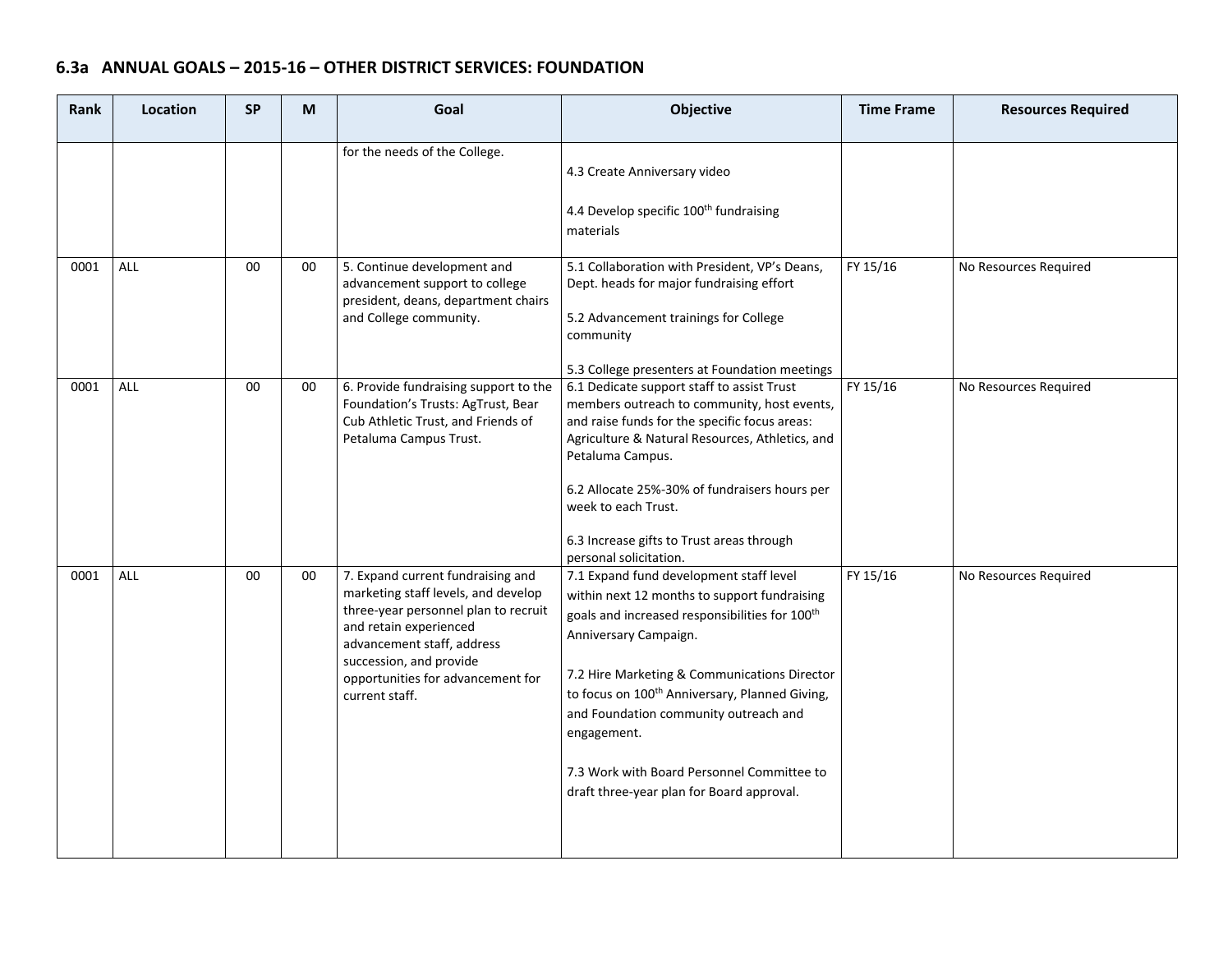## 6.3a ANNUAL GOALS – 2015-16 – OTHER DISTRICT SERVICES: FOUNDATION

| Rank | Location | SP | M | Goal | Objective | Time Frame | Resources Required |
|---|---|---|---|---|---|---|---|
| | | | | for the needs of the College. | 4.3 Create Anniversary video<br><br>4.4 Develop specific 100th fundraising materials | | |
| 0001 | ALL | 00 | 00 | 5. Continue development and advancement support to college president, deans, department chairs and College community. | 5.1 Collaboration with President, VP's Deans, Dept. heads for major fundraising effort<br><br>5.2 Advancement trainings for College community<br><br>5.3 College presenters at Foundation meetings | FY 15/16 | No Resources Required |
| 0001 | ALL | 00 | 00 | 6. Provide fundraising support to the Foundation's Trusts: AgTrust, Bear Cub Athletic Trust, and Friends of Petaluma Campus Trust. | 6.1 Dedicate support staff to assist Trust members outreach to community, host events, and raise funds for the specific focus areas: Agriculture & Natural Resources, Athletics, and Petaluma Campus.<br><br>6.2 Allocate 25%-30% of fundraisers hours per week to each Trust.<br><br>6.3 Increase gifts to Trust areas through personal solicitation. | FY 15/16 | No Resources Required |
| 0001 | ALL | 00 | 00 | 7. Expand current fundraising and marketing staff levels, and develop three-year personnel plan to recruit and retain experienced advancement staff, address succession, and provide opportunities for advancement for current staff. | 7.1 Expand fund development staff level within next 12 months to support fundraising goals and increased responsibilities for 100th Anniversary Campaign.<br><br>7.2 Hire Marketing & Communications Director to focus on 100th Anniversary, Planned Giving, and Foundation community outreach and engagement.<br><br>7.3 Work with Board Personnel Committee to draft three-year plan for Board approval. | FY 15/16 | No Resources Required |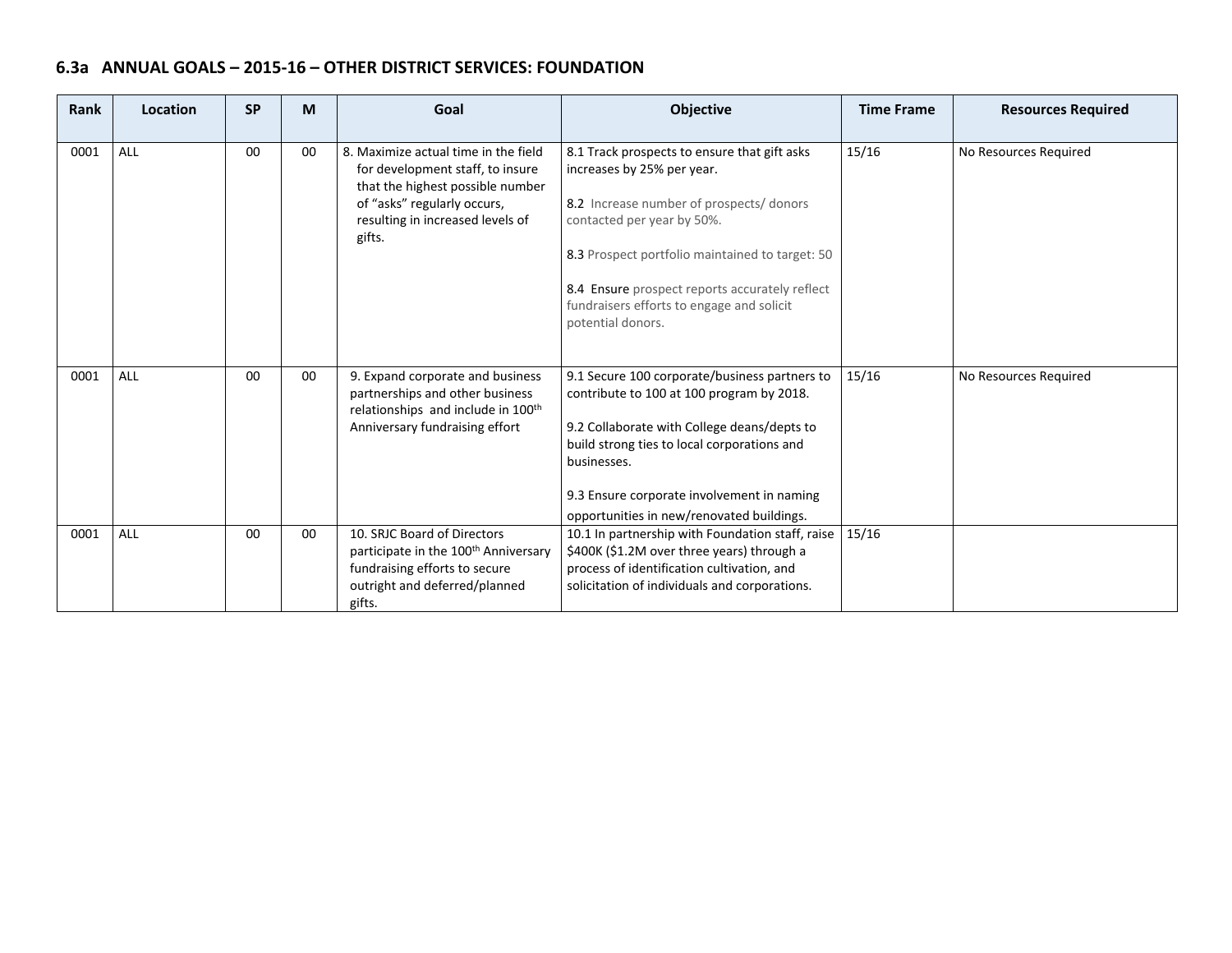## 6.3a ANNUAL GOALS – 2015-16 – OTHER DISTRICT SERVICES: FOUNDATION

| Rank | Location | SP | M | Goal | Objective | Time Frame | Resources Required |
|---|---|---|---|---|---|---|---|
| 0001 | ALL | 00 | 00 | 8. Maximize actual time in the field for development staff, to insure that the highest possible number of "asks" regularly occurs, resulting in increased levels of gifts. | 8.1 Track prospects to ensure that gift asks increases by 25% per year.<br><br>8.2 Increase number of prospects/ donors contacted per year by 50%.<br><br>8.3 Prospect portfolio maintained to target: 50<br><br>8.4 Ensure prospect reports accurately reflect fundraisers efforts to engage and solicit potential donors. | 15/16 | No Resources Required |
| 0001 | ALL | 00 | 00 | 9. Expand corporate and business partnerships and other business relationships and include in 100th Anniversary fundraising effort | 9.1 Secure 100 corporate/business partners to contribute to 100 at 100 program by 2018.<br><br>9.2 Collaborate with College deans/depts to build strong ties to local corporations and businesses.<br><br>9.3 Ensure corporate involvement in naming opportunities in new/renovated buildings. | 15/16 | No Resources Required |
| 0001 | ALL | 00 | 00 | 10. SRJC Board of Directors participate in the 100th Anniversary fundraising efforts to secure outright and deferred/planned gifts. | 10.1 In partnership with Foundation staff, raise $400K ($1.2M over three years) through a process of identification cultivation, and solicitation of individuals and corporations. | 15/16 | |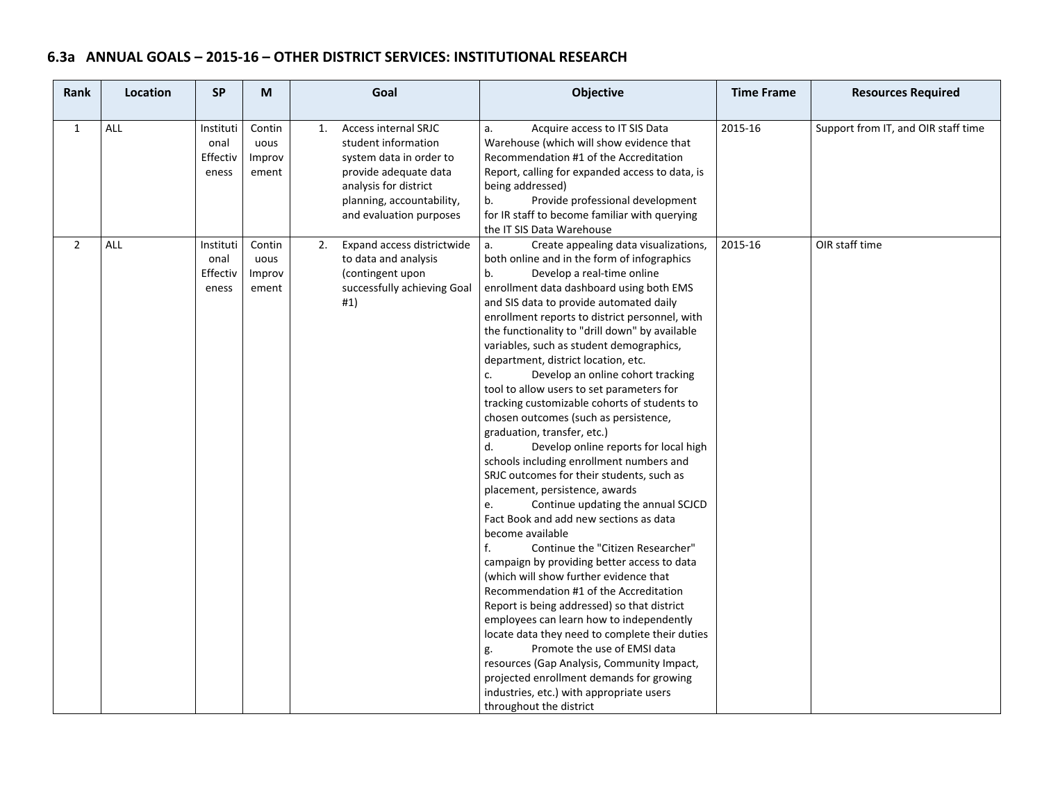## 6.3a ANNUAL GOALS – 2015-16 – OTHER DISTRICT SERVICES: INSTITUTIONAL RESEARCH

| Rank | Location | SP | M | Goal | Objective | Time Frame | Resources Required |
|---|---|---|---|---|---|---|---|
| 1 | ALL | Institutional Effectiveness | Continuous Improvement | 1. Access internal SRJC student information system data in order to provide adequate data analysis for district planning, accountability, and evaluation purposes | a. Acquire access to IT SIS Data Warehouse (which will show evidence that Recommendation #1 of the Accreditation Report, calling for expanded access to data, is being addressed)<br>b. Provide professional development for IR staff to become familiar with querying the IT SIS Data Warehouse | 2015-16 | Support from IT, and OIR staff time |
| 2 | ALL | Institutional Effectiveness | Continuous Improvement | 2. Expand access districtwide to data and analysis (contingent upon successfully achieving Goal #1) | a. Create appealing data visualizations, both online and in the form of infographics<br>b. Develop a real-time online enrollment data dashboard using both EMS and SIS data to provide automated daily enrollment reports to district personnel, with the functionality to "drill down" by available variables, such as student demographics, department, district location, etc.<br>c. Develop an online cohort tracking tool to allow users to set parameters for tracking customizable cohorts of students to chosen outcomes (such as persistence, graduation, transfer, etc.)<br>d. Develop online reports for local high schools including enrollment numbers and SRJC outcomes for their students, such as placement, persistence, awards<br>e. Continue updating the annual SCJCD Fact Book and add new sections as data become available<br>f. Continue the "Citizen Researcher" campaign by providing better access to data (which will show further evidence that Recommendation #1 of the Accreditation Report is being addressed) so that district employees can learn how to independently locate data they need to complete their duties<br>g. Promote the use of EMSI data resources (Gap Analysis, Community Impact, projected enrollment demands for growing industries, etc.) with appropriate users throughout the district | 2015-16 | OIR staff time |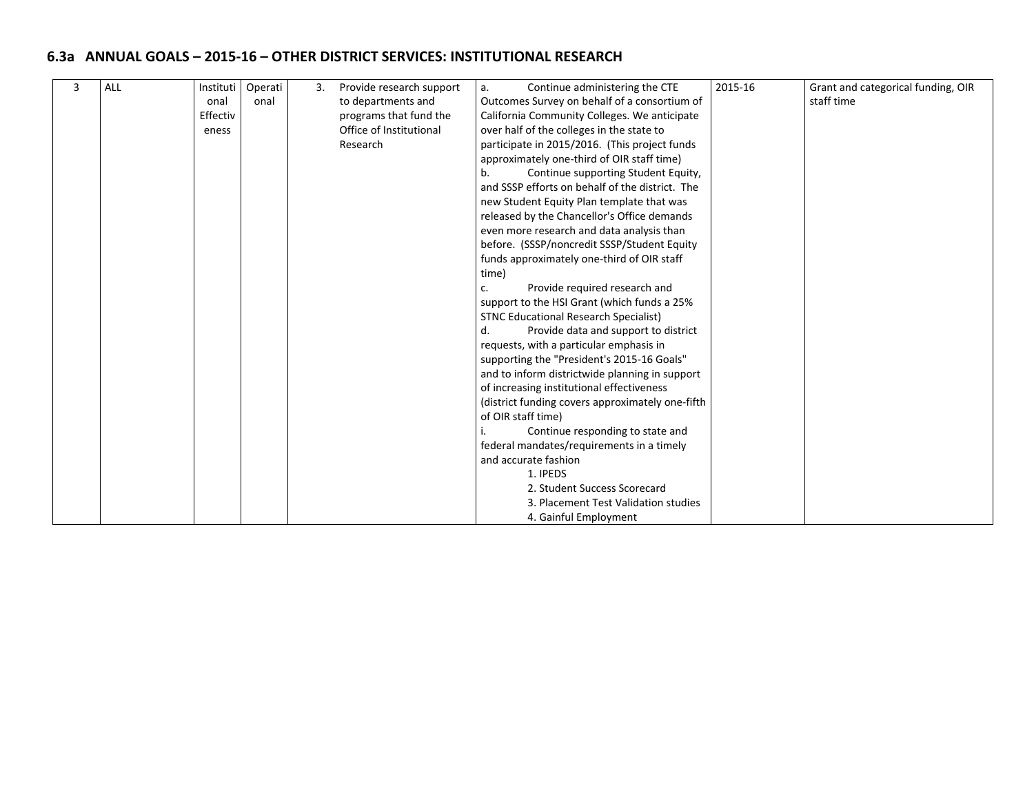## 6.3a ANNUAL GOALS – 2015-16 – OTHER DISTRICT SERVICES: INSTITUTIONAL RESEARCH

| | | | | | | | |
|---|---|---|---|---|---|---|---|
| 3 | ALL | Institutional Effectiveness | Operational | 3. Provide research support to departments and programs that fund the Office of Institutional Research | a. Continue administering the CTE Outcomes Survey on behalf of a consortium of California Community Colleges. We anticipate over half of the colleges in the state to participate in 2015/2016. (This project funds approximately one-third of OIR staff time)<br>b. Continue supporting Student Equity, and SSSP efforts on behalf of the district. The new Student Equity Plan template that was released by the Chancellor's Office demands even more research and data analysis than before. (SSSP/noncredit SSSP/Student Equity funds approximately one-third of OIR staff time)<br>c. Provide required research and support to the HSI Grant (which funds a 25% STNC Educational Research Specialist)<br>d. Provide data and support to district requests, with a particular emphasis in supporting the "President's 2015-16 Goals" and to inform districtwide planning in support of increasing institutional effectiveness (district funding covers approximately one-fifth of OIR staff time)<br>i. Continue responding to state and federal mandates/requirements in a timely and accurate fashion<br>1. IPEDS<br>2. Student Success Scorecard<br>3. Placement Test Validation studies<br>4. Gainful Employment | 2015-16 | Grant and categorical funding, OIR staff time |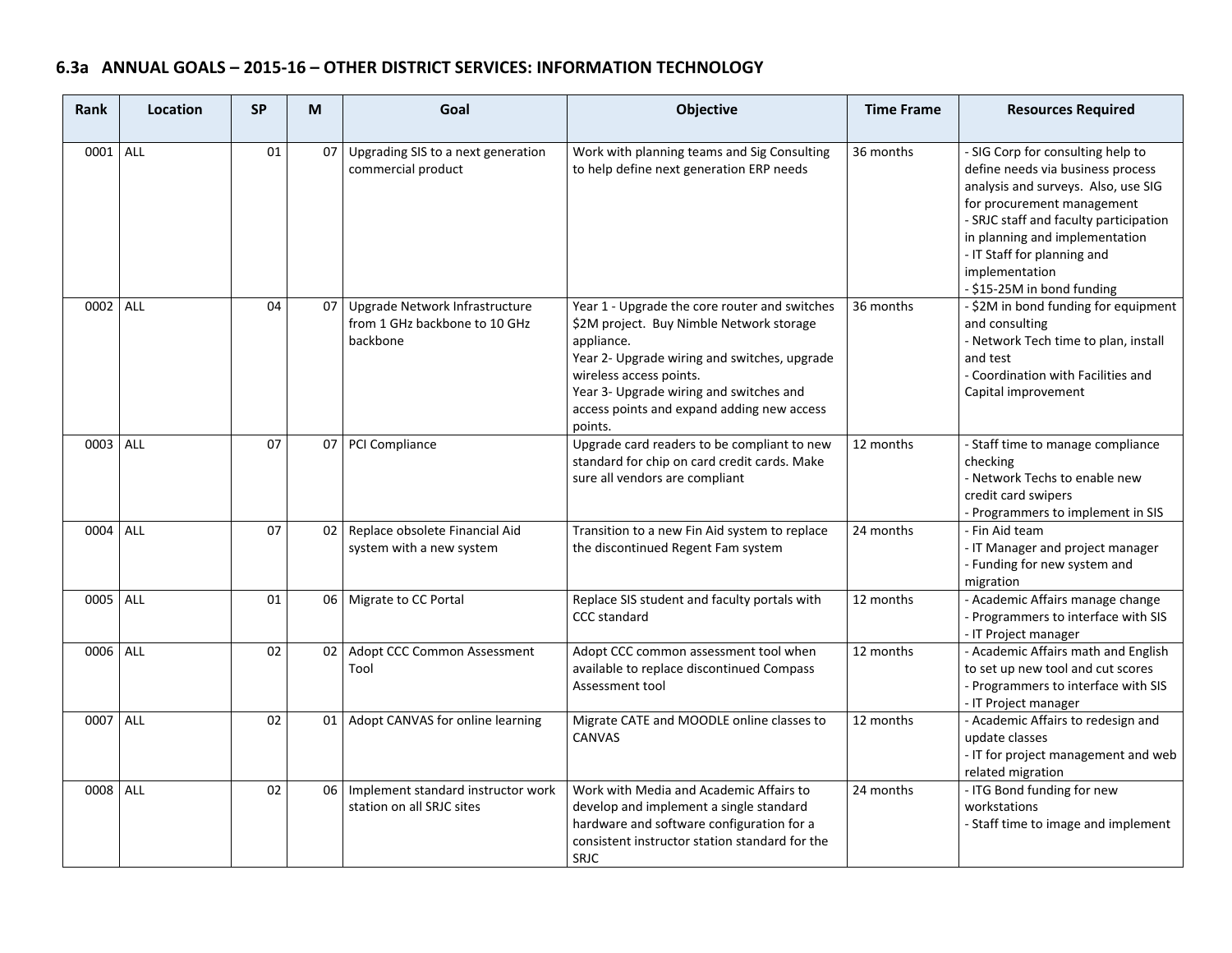## 6.3a ANNUAL GOALS – 2015-16 – OTHER DISTRICT SERVICES: INFORMATION TECHNOLOGY

| Rank | Location | SP | M | Goal | Objective | Time Frame | Resources Required |
|---|---|---|---|---|---|---|---|
| 0001 | ALL | 01 | 07 | Upgrading SIS to a next generation commercial product | Work with planning teams and Sig Consulting to help define next generation ERP needs | 36 months | - SIG Corp for consulting help to define needs via business process analysis and surveys. Also, use SIG for procurement management<br>- SRJC staff and faculty participation in planning and implementation<br>- IT Staff for planning and implementation<br>- $15-25M in bond funding |
| 0002 | ALL | 04 | 07 | Upgrade Network Infrastructure from 1 GHz backbone to 10 GHz backbone | Year 1 - Upgrade the core router and switches $2M project. Buy Nimble Network storage appliance.<br>Year 2- Upgrade wiring and switches, upgrade wireless access points.<br>Year 3- Upgrade wiring and switches and access points and expand adding new access points. | 36 months | - $2M in bond funding for equipment and consulting<br>- Network Tech time to plan, install and test<br>- Coordination with Facilities and Capital improvement |
| 0003 | ALL | 07 | 07 | PCI Compliance | Upgrade card readers to be compliant to new standard for chip on card credit cards. Make sure all vendors are compliant | 12 months | - Staff time to manage compliance checking<br>- Network Techs to enable new credit card swipers<br>- Programmers to implement in SIS |
| 0004 | ALL | 07 | 02 | Replace obsolete Financial Aid system with a new system | Transition to a new Fin Aid system to replace the discontinued Regent Fam system | 24 months | - Fin Aid team<br>- IT Manager and project manager<br>- Funding for new system and migration |
| 0005 | ALL | 01 | 06 | Migrate to CC Portal | Replace SIS student and faculty portals with CCC standard | 12 months | - Academic Affairs manage change<br>- Programmers to interface with SIS<br>- IT Project manager |
| 0006 | ALL | 02 | 02 | Adopt CCC Common Assessment Tool | Adopt CCC common assessment tool when available to replace discontinued Compass Assessment tool | 12 months | - Academic Affairs math and English to set up new tool and cut scores<br>- Programmers to interface with SIS<br>- IT Project manager |
| 0007 | ALL | 02 | 01 | Adopt CANVAS for online learning | Migrate CATE and MOODLE online classes to CANVAS | 12 months | - Academic Affairs to redesign and update classes<br>- IT for project management and web related migration |
| 0008 | ALL | 02 | 06 | Implement standard instructor work station on all SRJC sites | Work with Media and Academic Affairs to develop and implement a single standard hardware and software configuration for a consistent instructor station standard for the SRJC | 24 months | - ITG Bond funding for new workstations<br>- Staff time to image and implement |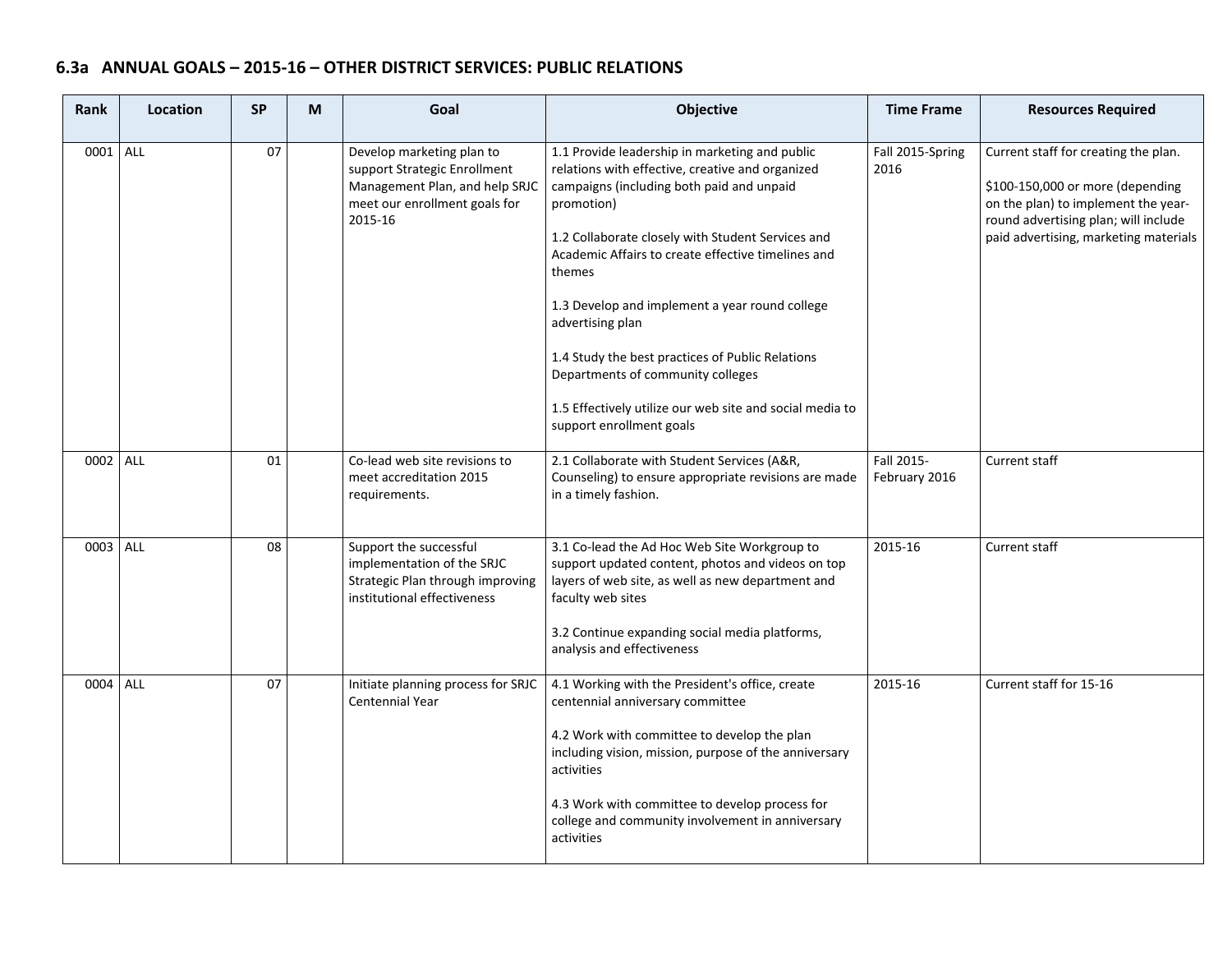## 6.3a ANNUAL GOALS – 2015-16 – OTHER DISTRICT SERVICES: PUBLIC RELATIONS

| Rank | Location | SP | M | Goal | Objective | Time Frame | Resources Required |
|---|---|---|---|---|---|---|---|
| 0001 | ALL | 07 | | Develop marketing plan to support Strategic Enrollment Management Plan, and help SRJC meet our enrollment goals for 2015-16 | 1.1 Provide leadership in marketing and public relations with effective, creative and organized campaigns (including both paid and unpaid promotion)<br><br>1.2 Collaborate closely with Student Services and Academic Affairs to create effective timelines and themes<br><br>1.3 Develop and implement a year round college advertising plan<br><br>1.4 Study the best practices of Public Relations Departments of community colleges<br><br>1.5 Effectively utilize our web site and social media to support enrollment goals | Fall 2015-Spring 2016 | Current staff for creating the plan.<br><br>$100-150,000 or more (depending on the plan) to implement the year-round advertising plan; will include paid advertising, marketing materials |
| 0002 | ALL | 01 | | Co-lead web site revisions to meet accreditation 2015 requirements. | 2.1 Collaborate with Student Services (A&R, Counseling) to ensure appropriate revisions are made in a timely fashion. | Fall 2015-February 2016 | Current staff |
| 0003 | ALL | 08 | | Support the successful implementation of the SRJC Strategic Plan through improving institutional effectiveness | 3.1 Co-lead the Ad Hoc Web Site Workgroup to support updated content, photos and videos on top layers of web site, as well as new department and faculty web sites<br><br>3.2 Continue expanding social media platforms, analysis and effectiveness | 2015-16 | Current staff |
| 0004 | ALL | 07 | | Initiate planning process for SRJC Centennial Year | 4.1 Working with the President's office, create centennial anniversary committee<br><br>4.2 Work with committee to develop the plan including vision, mission, purpose of the anniversary activities<br><br>4.3 Work with committee to develop process for college and community involvement in anniversary activities | 2015-16 | Current staff for 15-16 |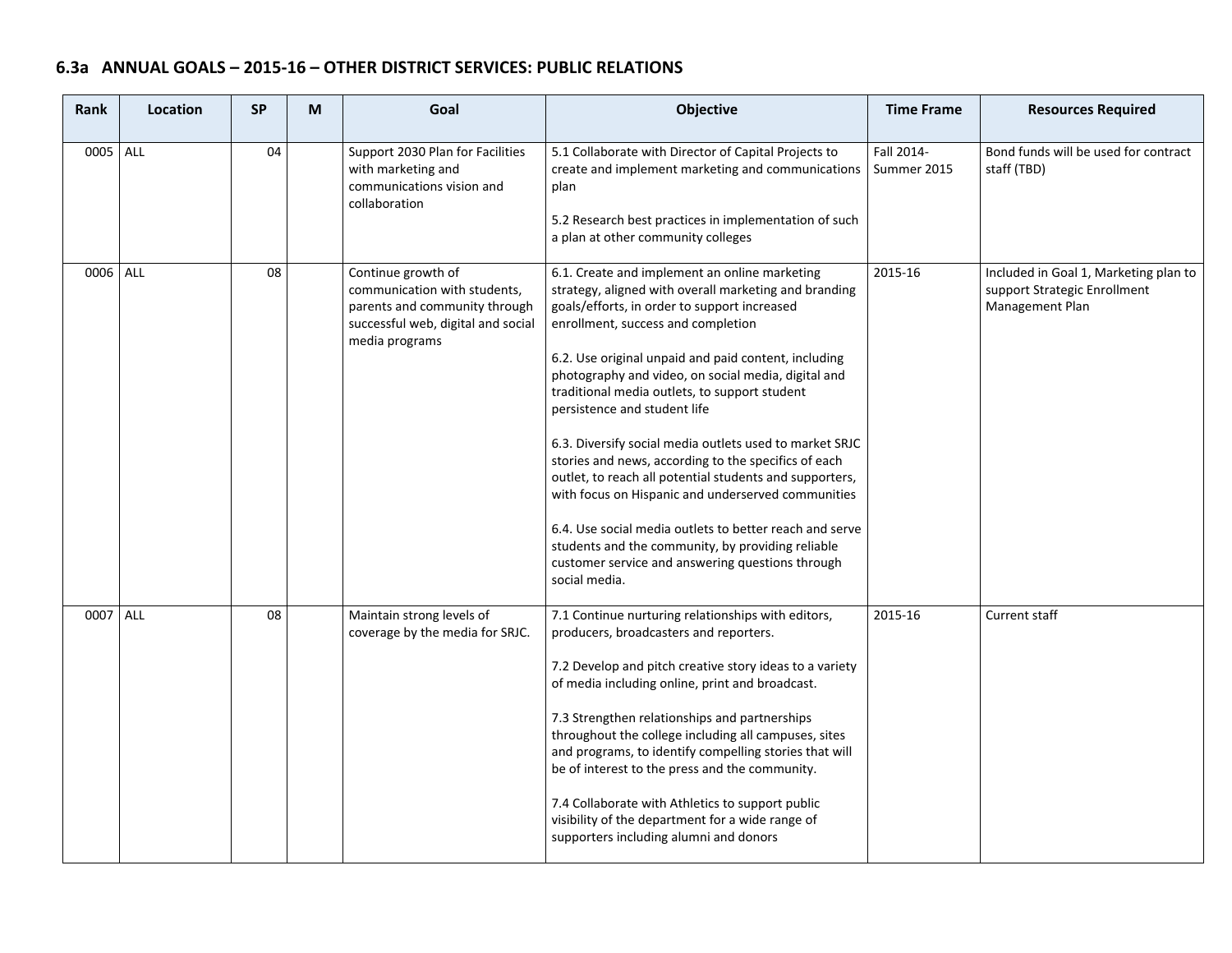## 6.3a ANNUAL GOALS – 2015-16 – OTHER DISTRICT SERVICES: PUBLIC RELATIONS

| Rank | Location | SP | M | Goal | Objective | Time Frame | Resources Required |
|---|---|---|---|---|---|---|---|
| 0005 | ALL | 04 | | Support 2030 Plan for Facilities with marketing and communications vision and collaboration | 5.1 Collaborate with Director of Capital Projects to create and implement marketing and communications plan<br><br>5.2 Research best practices in implementation of such a plan at other community colleges | Fall 2014-Summer 2015 | Bond funds will be used for contract staff (TBD) |
| 0006 | ALL | 08 | | Continue growth of communication with students, parents and community through successful web, digital and social media programs | 6.1. Create and implement an online marketing strategy, aligned with overall marketing and branding goals/efforts, in order to support increased enrollment, success and completion<br><br>6.2. Use original unpaid and paid content, including photography and video, on social media, digital and traditional media outlets, to support student persistence and student life<br><br>6.3. Diversify social media outlets used to market SRJC stories and news, according to the specifics of each outlet, to reach all potential students and supporters, with focus on Hispanic and underserved communities<br><br>6.4. Use social media outlets to better reach and serve students and the community, by providing reliable customer service and answering questions through social media. | 2015-16 | Included in Goal 1, Marketing plan to support Strategic Enrollment Management Plan |
| 0007 | ALL | 08 | | Maintain strong levels of coverage by the media for SRJC. | 7.1 Continue nurturing relationships with editors, producers, broadcasters and reporters.<br><br>7.2 Develop and pitch creative story ideas to a variety of media including online, print and broadcast.<br><br>7.3 Strengthen relationships and partnerships throughout the college including all campuses, sites and programs, to identify compelling stories that will be of interest to the press and the community.<br><br>7.4 Collaborate with Athletics to support public visibility of the department for a wide range of supporters including alumni and donors | 2015-16 | Current staff |